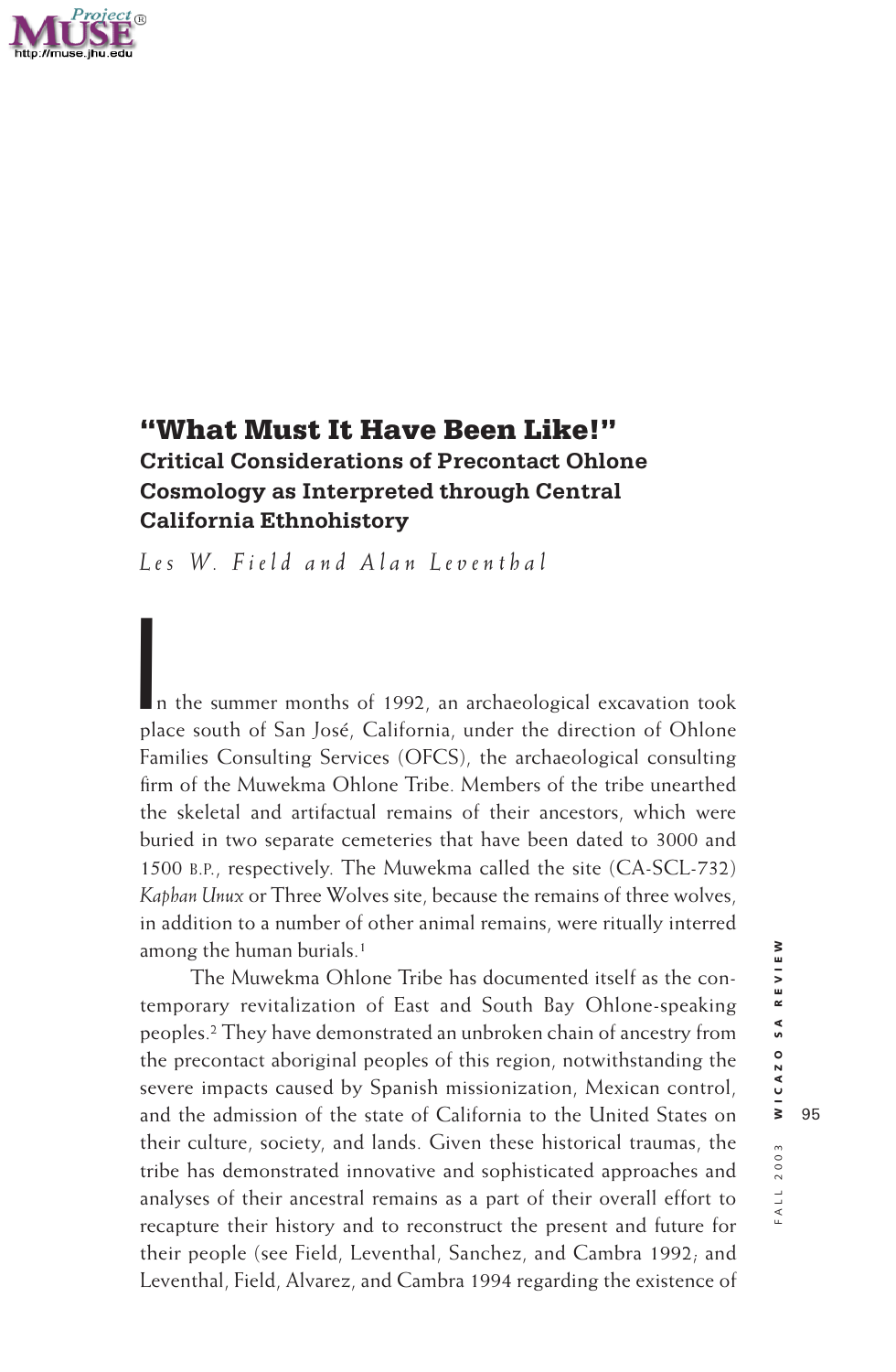# "What Must It Have Been Like!"

## Critical Considerations of Precontact Ohlone Cosmology as Interpreted through Central California Ethnohistory

*Les W. Field and Alan Leventhal*

In the summer months of 1992, an archaeological excavation took place south of San José, California, under the direction of Ohlone Families Consulting Services (OFCS), the archaeological consulting firm of the Muwekma Ohlone Tribe. Members of the tribe unearthed the skeletal and artifactual remains of their ancestors, which were buried in two separate cemeteries that have been dated to 3000 and 1500 B.P., respectively. The Muwekma called the site (CA-SCL-732) *Kaphan Unux* or Three Wolves site, because the remains of three wolves, in addition to a number of other animal remains, were ritually interred among the human burials.[1]

The Muwekma Ohlone Tribe has documented itself as the contemporary revitalization of East and South Bay Ohlone-speaking peoples.[2] They have demonstrated an unbroken chain of ancestry from the precontact aboriginal peoples of this region, notwithstanding the severe impacts caused by Spanish missionization, Mexican control, and the admission of the state of California to the United States on their culture, society, and lands. Given these historical traumas, the tribe has demonstrated innovative and sophisticated approaches and analyses of their ancestral remains as a part of their overall effort to recapture their history and to reconstruct the present and future for their people (see Field, Leventhal, Sanchez, and Cambra 1992; and Leventhal, Field, Alvarez, and Cambra 1994 regarding the existence of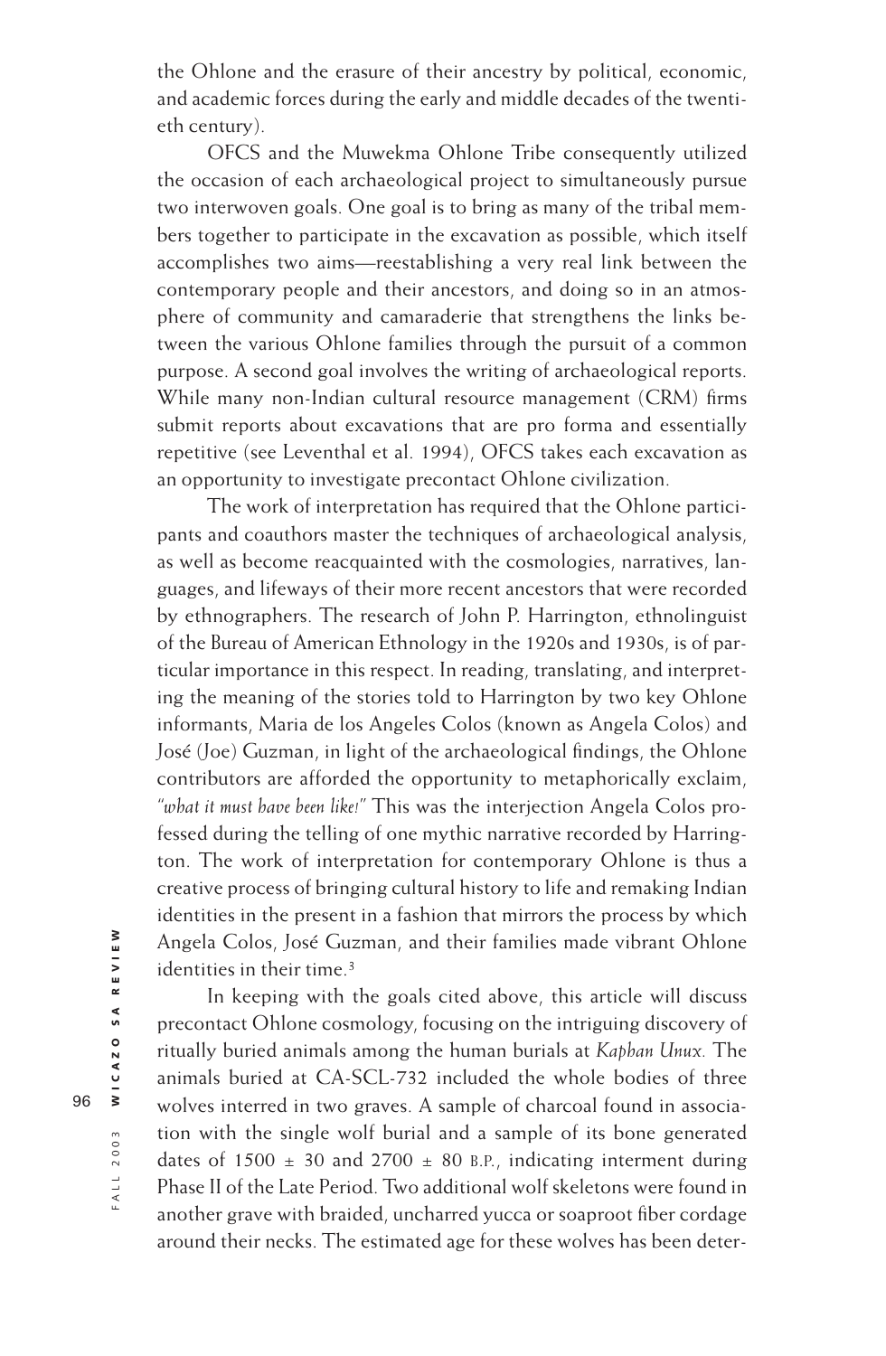the Ohlone and the erasure of their ancestry by political, economic, and academic forces during the early and middle decades of the twentieth century).

OFCS and the Muwekma Ohlone Tribe consequently utilized the occasion of each archaeological project to simultaneously pursue two interwoven goals. One goal is to bring as many of the tribal members together to participate in the excavation as possible, which itself accomplishes two aims—reestablishing a very real link between the contemporary people and their ancestors, and doing so in an atmosphere of community and camaraderie that strengthens the links between the various Ohlone families through the pursuit of a common purpose. A second goal involves the writing of archaeological reports. While many non-Indian cultural resource management (CRM) firms submit reports about excavations that are pro forma and essentially repetitive (see Leventhal et al. 1994), OFCS takes each excavation as an opportunity to investigate precontact Ohlone civilization.

The work of interpretation has required that the Ohlone participants and coauthors master the techniques of archaeological analysis, as well as become reacquainted with the cosmologies, narratives, languages, and lifeways of their more recent ancestors that were recorded by ethnographers. The research of John P. Harrington, ethnolinguist of the Bureau of American Ethnology in the 1920s and 1930s, is of particular importance in this respect. In reading, translating, and interpreting the meaning of the stories told to Harrington by two key Ohlone informants, Maria de los Angeles Colos (known as Angela Colos) and José (Joe) Guzman, in light of the archaeological findings, the Ohlone contributors are afforded the opportunity to metaphorically exclaim, *"what it must have been like!"* This was the interjection Angela Colos professed during the telling of one mythic narrative recorded by Harrington. The work of interpretation for contemporary Ohlone is thus a creative process of bringing cultural history to life and remaking Indian identities in the present in a fashion that mirrors the process by which Angela Colos, José Guzman, and their families made vibrant Ohlone identities in their time.[3]

In keeping with the goals cited above, this article will discuss precontact Ohlone cosmology, focusing on the intriguing discovery of ritually buried animals among the human burials at *Kaphan Unux.* The animals buried at CA-SCL-732 included the whole bodies of three wolves interred in two graves. A sample of charcoal found in association with the single wolf burial and a sample of its bone generated dates of 1500 ± 30 and 2700 ± 80 B.P., indicating interment during Phase II of the Late Period. Two additional wolf skeletons were found in another grave with braided, uncharred yucca or soaproot fiber cordage around their necks. The estimated age for these wolves has been deter-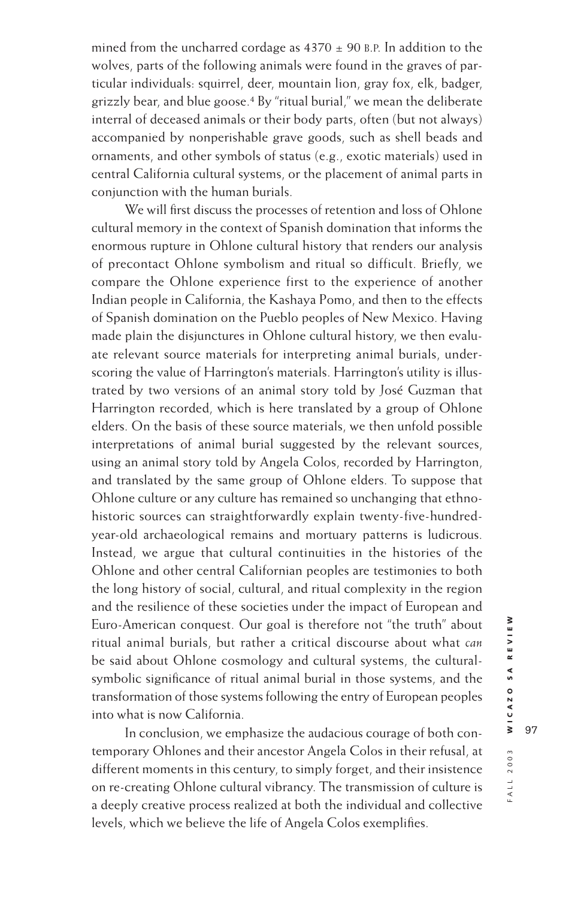mined from the uncharred cordage as 4370 ± 90 B.P. In addition to the wolves, parts of the following animals were found in the graves of particular individuals: squirrel, deer, mountain lion, gray fox, elk, badger, grizzly bear, and blue goose.[4] By "ritual burial," we mean the deliberate interral of deceased animals or their body parts, often (but not always) accompanied by nonperishable grave goods, such as shell beads and ornaments, and other symbols of status (e.g., exotic materials) used in central California cultural systems, or the placement of animal parts in conjunction with the human burials.

We will first discuss the processes of retention and loss of Ohlone cultural memory in the context of Spanish domination that informs the enormous rupture in Ohlone cultural history that renders our analysis of precontact Ohlone symbolism and ritual so difficult. Briefly, we compare the Ohlone experience first to the experience of another Indian people in California, the Kashaya Pomo, and then to the effects of Spanish domination on the Pueblo peoples of New Mexico. Having made plain the disjunctures in Ohlone cultural history, we then evaluate relevant source materials for interpreting animal burials, underscoring the value of Harrington's materials. Harrington's utility is illustrated by two versions of an animal story told by José Guzman that Harrington recorded, which is here translated by a group of Ohlone elders. On the basis of these source materials, we then unfold possible interpretations of animal burial suggested by the relevant sources, using an animal story told by Angela Colos, recorded by Harrington, and translated by the same group of Ohlone elders. To suppose that Ohlone culture or any culture has remained so unchanging that ethnohistoric sources can straightforwardly explain twenty-five-hundred-year-old archaeological remains and mortuary patterns is ludicrous. Instead, we argue that cultural continuities in the histories of the Ohlone and other central Californian peoples are testimonies to both the long history of social, cultural, and ritual complexity in the region and the resilience of these societies under the impact of European and Euro-American conquest. Our goal is therefore not "the truth" about ritual animal burials, but rather a critical discourse about what *can* be said about Ohlone cosmology and cultural systems, the cultural-symbolic significance of ritual animal burial in those systems, and the transformation of those systems following the entry of European peoples into what is now California.

In conclusion, we emphasize the audacious courage of both contemporary Ohlones and their ancestor Angela Colos in their refusal, at different moments in this century, to simply forget, and their insistence on re-creating Ohlone cultural vibrancy. The transmission of culture is a deeply creative process realized at both the individual and collective levels, which we believe the life of Angela Colos exemplifies.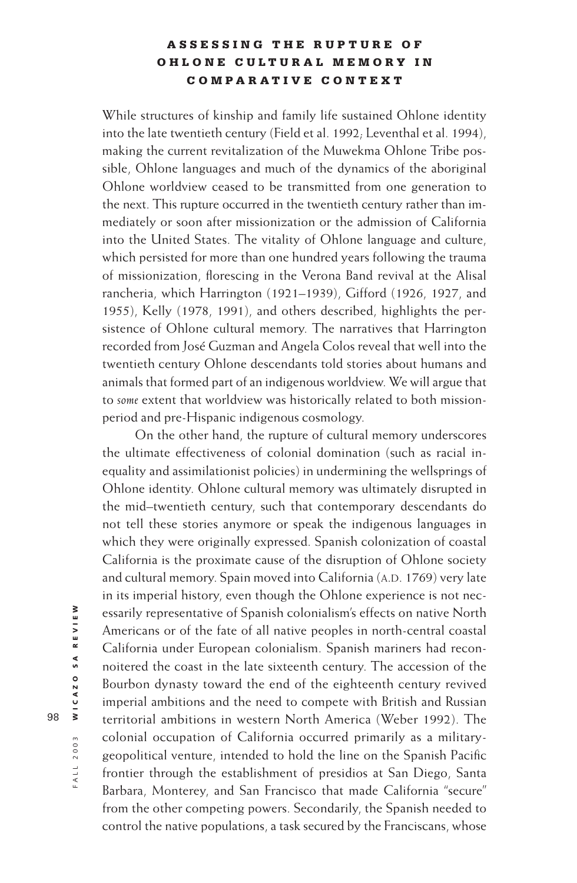## ASSESSING THE RUPTURE OF OHLONE CULTURAL MEMORY IN COMPARATIVE CONTEXT

While structures of kinship and family life sustained Ohlone identity into the late twentieth century (Field et al. 1992; Leventhal et al. 1994), making the current revitalization of the Muwekma Ohlone Tribe possible, Ohlone languages and much of the dynamics of the aboriginal Ohlone worldview ceased to be transmitted from one generation to the next. This rupture occurred in the twentieth century rather than immediately or soon after missionization or the admission of California into the United States. The vitality of Ohlone language and culture, which persisted for more than one hundred years following the trauma of missionization, florescing in the Verona Band revival at the Alisal rancheria, which Harrington (1921–1939), Gifford (1926, 1927, and 1955), Kelly (1978, 1991), and others described, highlights the persistence of Ohlone cultural memory. The narratives that Harrington recorded from José Guzman and Angela Colos reveal that well into the twentieth century Ohlone descendants told stories about humans and animals that formed part of an indigenous worldview. We will argue that to *some* extent that worldview was historically related to both mission-period and pre-Hispanic indigenous cosmology.

On the other hand, the rupture of cultural memory underscores the ultimate effectiveness of colonial domination (such as racial inequality and assimilationist policies) in undermining the wellsprings of Ohlone identity. Ohlone cultural memory was ultimately disrupted in the mid–twentieth century, such that contemporary descendants do not tell these stories anymore or speak the indigenous languages in which they were originally expressed. Spanish colonization of coastal California is the proximate cause of the disruption of Ohlone society and cultural memory. Spain moved into California (A.D. 1769) very late in its imperial history, even though the Ohlone experience is not necessarily representative of Spanish colonialism's effects on native North Americans or of the fate of all native peoples in north-central coastal California under European colonialism. Spanish mariners had reconnoitered the coast in the late sixteenth century. The accession of the Bourbon dynasty toward the end of the eighteenth century revived imperial ambitions and the need to compete with British and Russian territorial ambitions in western North America (Weber 1992). The colonial occupation of California occurred primarily as a military-geopolitical venture, intended to hold the line on the Spanish Pacific frontier through the establishment of presidios at San Diego, Santa Barbara, Monterey, and San Francisco that made California "secure" from the other competing powers. Secondarily, the Spanish needed to control the native populations, a task secured by the Franciscans, whose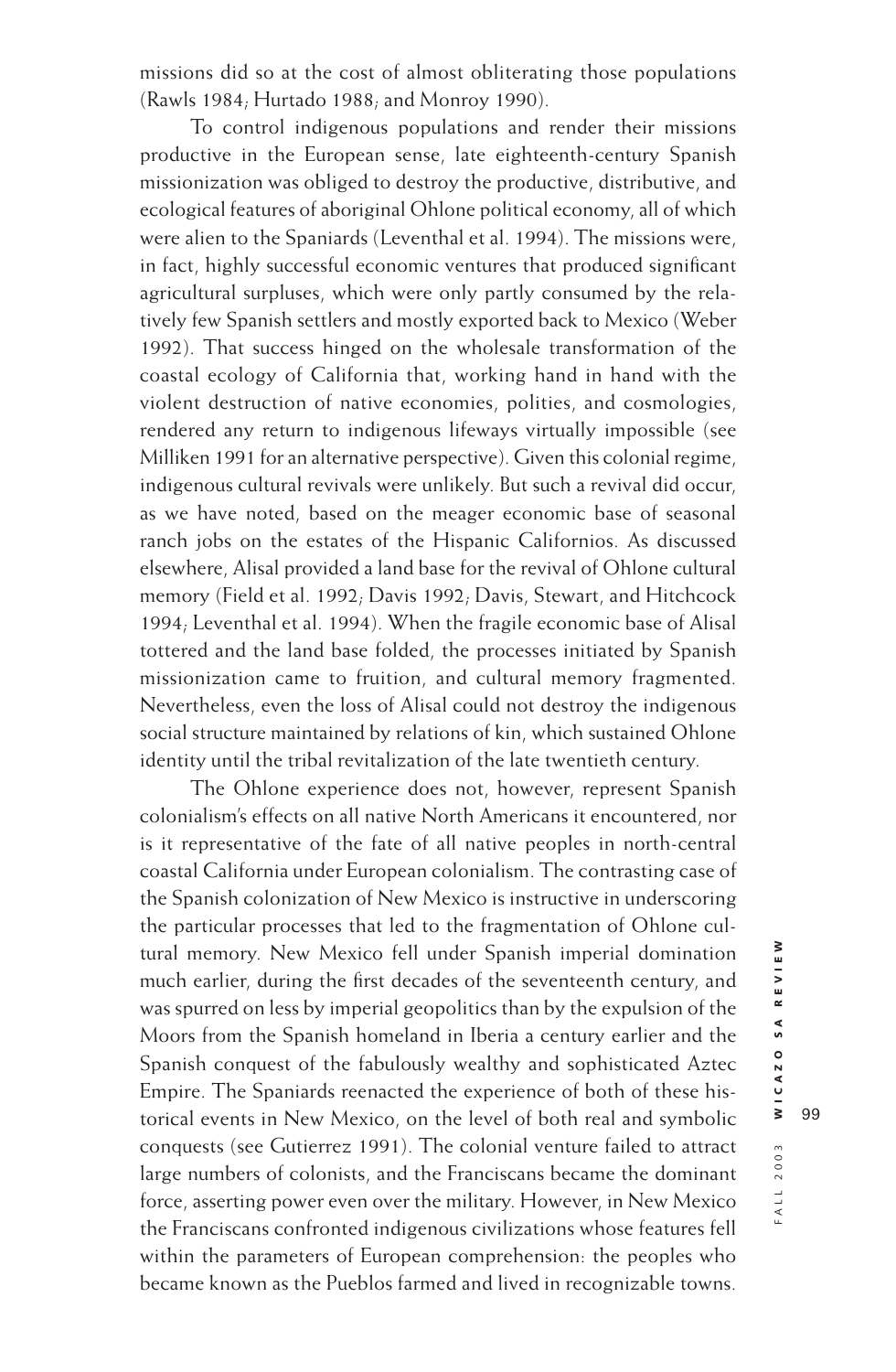missions did so at the cost of almost obliterating those populations (Rawls 1984; Hurtado 1988; and Monroy 1990).

To control indigenous populations and render their missions productive in the European sense, late eighteenth-century Spanish missionization was obliged to destroy the productive, distributive, and ecological features of aboriginal Ohlone political economy, all of which were alien to the Spaniards (Leventhal et al. 1994). The missions were, in fact, highly successful economic ventures that produced significant agricultural surpluses, which were only partly consumed by the relatively few Spanish settlers and mostly exported back to Mexico (Weber 1992). That success hinged on the wholesale transformation of the coastal ecology of California that, working hand in hand with the violent destruction of native economies, polities, and cosmologies, rendered any return to indigenous lifeways virtually impossible (see Milliken 1991 for an alternative perspective). Given this colonial regime, indigenous cultural revivals were unlikely. But such a revival did occur, as we have noted, based on the meager economic base of seasonal ranch jobs on the estates of the Hispanic Californios. As discussed elsewhere, Alisal provided a land base for the revival of Ohlone cultural memory (Field et al. 1992; Davis 1992; Davis, Stewart, and Hitchcock 1994; Leventhal et al. 1994). When the fragile economic base of Alisal tottered and the land base folded, the processes initiated by Spanish missionization came to fruition, and cultural memory fragmented. Nevertheless, even the loss of Alisal could not destroy the indigenous social structure maintained by relations of kin, which sustained Ohlone identity until the tribal revitalization of the late twentieth century.

The Ohlone experience does not, however, represent Spanish colonialism's effects on all native North Americans it encountered, nor is it representative of the fate of all native peoples in north-central coastal California under European colonialism. The contrasting case of the Spanish colonization of New Mexico is instructive in underscoring the particular processes that led to the fragmentation of Ohlone cultural memory. New Mexico fell under Spanish imperial domination much earlier, during the first decades of the seventeenth century, and was spurred on less by imperial geopolitics than by the expulsion of the Moors from the Spanish homeland in Iberia a century earlier and the Spanish conquest of the fabulously wealthy and sophisticated Aztec Empire. The Spaniards reenacted the experience of both of these historical events in New Mexico, on the level of both real and symbolic conquests (see Gutierrez 1991). The colonial venture failed to attract large numbers of colonists, and the Franciscans became the dominant force, asserting power even over the military. However, in New Mexico the Franciscans confronted indigenous civilizations whose features fell within the parameters of European comprehension: the peoples who became known as the Pueblos farmed and lived in recognizable towns.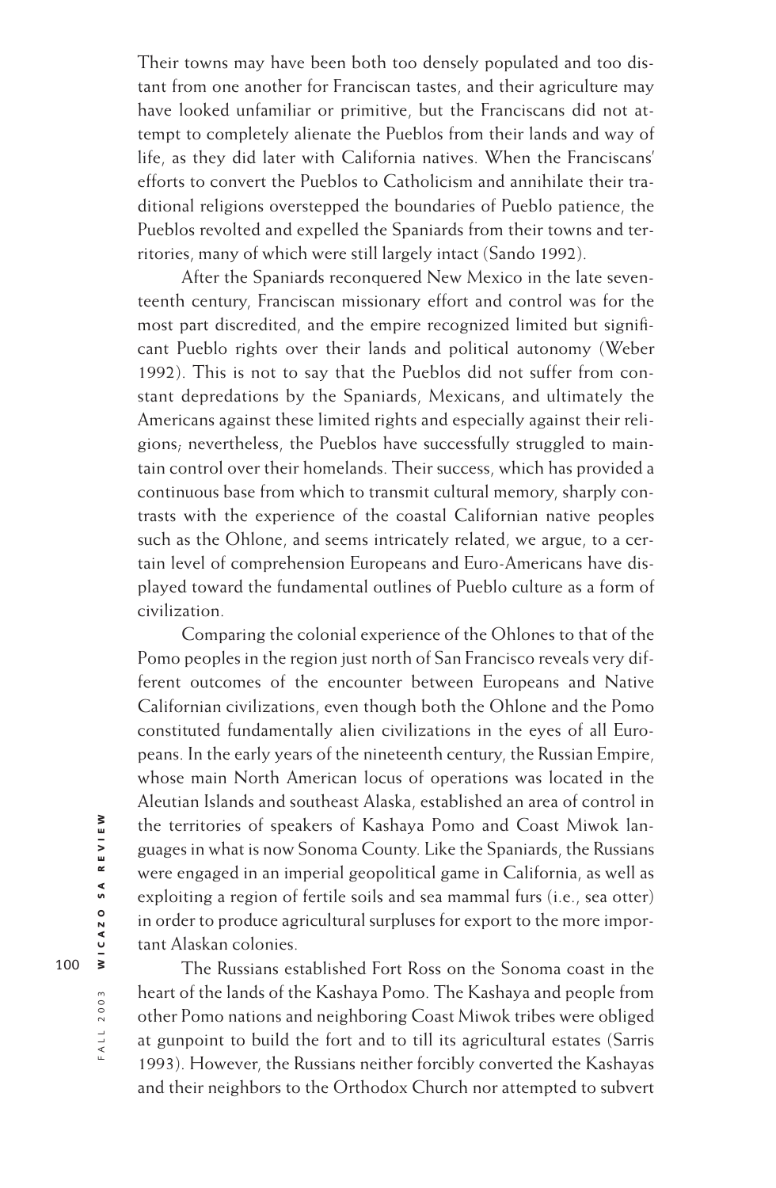Their towns may have been both too densely populated and too distant from one another for Franciscan tastes, and their agriculture may have looked unfamiliar or primitive, but the Franciscans did not attempt to completely alienate the Pueblos from their lands and way of life, as they did later with California natives. When the Franciscans' efforts to convert the Pueblos to Catholicism and annihilate their traditional religions overstepped the boundaries of Pueblo patience, the Pueblos revolted and expelled the Spaniards from their towns and territories, many of which were still largely intact (Sando 1992).

After the Spaniards reconquered New Mexico in the late seventeenth century, Franciscan missionary effort and control was for the most part discredited, and the empire recognized limited but significant Pueblo rights over their lands and political autonomy (Weber 1992). This is not to say that the Pueblos did not suffer from constant depredations by the Spaniards, Mexicans, and ultimately the Americans against these limited rights and especially against their religions; nevertheless, the Pueblos have successfully struggled to maintain control over their homelands. Their success, which has provided a continuous base from which to transmit cultural memory, sharply contrasts with the experience of the coastal Californian native peoples such as the Ohlone, and seems intricately related, we argue, to a certain level of comprehension Europeans and Euro-Americans have displayed toward the fundamental outlines of Pueblo culture as a form of civilization.

Comparing the colonial experience of the Ohlones to that of the Pomo peoples in the region just north of San Francisco reveals very different outcomes of the encounter between Europeans and Native Californian civilizations, even though both the Ohlone and the Pomo constituted fundamentally alien civilizations in the eyes of all Europeans. In the early years of the nineteenth century, the Russian Empire, whose main North American locus of operations was located in the Aleutian Islands and southeast Alaska, established an area of control in the territories of speakers of Kashaya Pomo and Coast Miwok languages in what is now Sonoma County. Like the Spaniards, the Russians were engaged in an imperial geopolitical game in California, as well as exploiting a region of fertile soils and sea mammal furs (i.e., sea otter) in order to produce agricultural surpluses for export to the more important Alaskan colonies.

The Russians established Fort Ross on the Sonoma coast in the heart of the lands of the Kashaya Pomo. The Kashaya and people from other Pomo nations and neighboring Coast Miwok tribes were obliged at gunpoint to build the fort and to till its agricultural estates (Sarris 1993). However, the Russians neither forcibly converted the Kashayas and their neighbors to the Orthodox Church nor attempted to subvert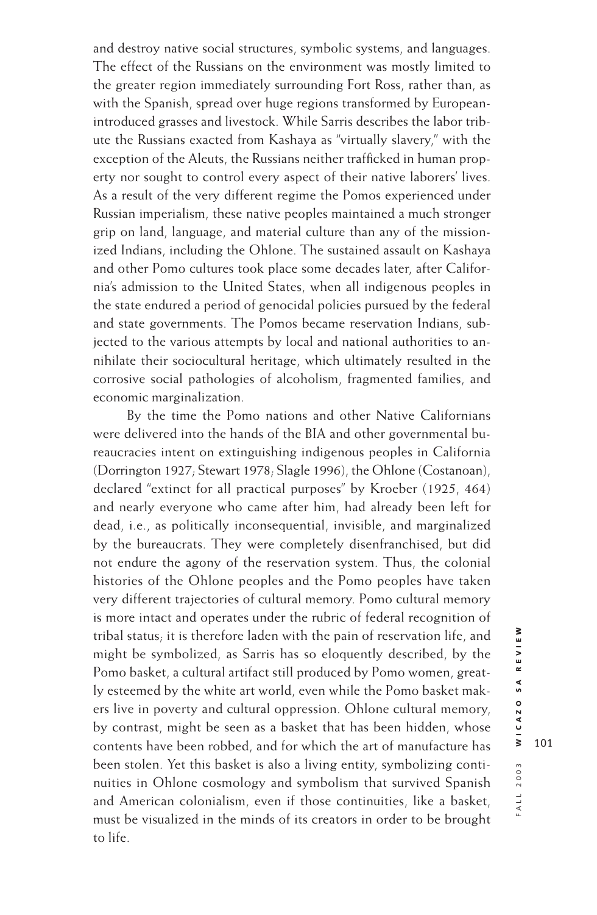and destroy native social structures, symbolic systems, and languages. The effect of the Russians on the environment was mostly limited to the greater region immediately surrounding Fort Ross, rather than, as with the Spanish, spread over huge regions transformed by European-introduced grasses and livestock. While Sarris describes the labor tribute the Russians exacted from Kashaya as "virtually slavery," with the exception of the Aleuts, the Russians neither trafficked in human property nor sought to control every aspect of their native laborers' lives. As a result of the very different regime the Pomos experienced under Russian imperialism, these native peoples maintained a much stronger grip on land, language, and material culture than any of the missionized Indians, including the Ohlone. The sustained assault on Kashaya and other Pomo cultures took place some decades later, after California's admission to the United States, when all indigenous peoples in the state endured a period of genocidal policies pursued by the federal and state governments. The Pomos became reservation Indians, subjected to the various attempts by local and national authorities to annihilate their sociocultural heritage, which ultimately resulted in the corrosive social pathologies of alcoholism, fragmented families, and economic marginalization.

By the time the Pomo nations and other Native Californians were delivered into the hands of the BIA and other governmental bureaucracies intent on extinguishing indigenous peoples in California (Dorrington 1927; Stewart 1978; Slagle 1996), the Ohlone (Costanoan), declared "extinct for all practical purposes" by Kroeber (1925, 464) and nearly everyone who came after him, had already been left for dead, i.e., as politically inconsequential, invisible, and marginalized by the bureaucrats. They were completely disenfranchised, but did not endure the agony of the reservation system. Thus, the colonial histories of the Ohlone peoples and the Pomo peoples have taken very different trajectories of cultural memory. Pomo cultural memory is more intact and operates under the rubric of federal recognition of tribal status; it is therefore laden with the pain of reservation life, and might be symbolized, as Sarris has so eloquently described, by the Pomo basket, a cultural artifact still produced by Pomo women, greatly esteemed by the white art world, even while the Pomo basket makers live in poverty and cultural oppression. Ohlone cultural memory, by contrast, might be seen as a basket that has been hidden, whose contents have been robbed, and for which the art of manufacture has been stolen. Yet this basket is also a living entity, symbolizing continuities in Ohlone cosmology and symbolism that survived Spanish and American colonialism, even if those continuities, like a basket, must be visualized in the minds of its creators in order to be brought to life.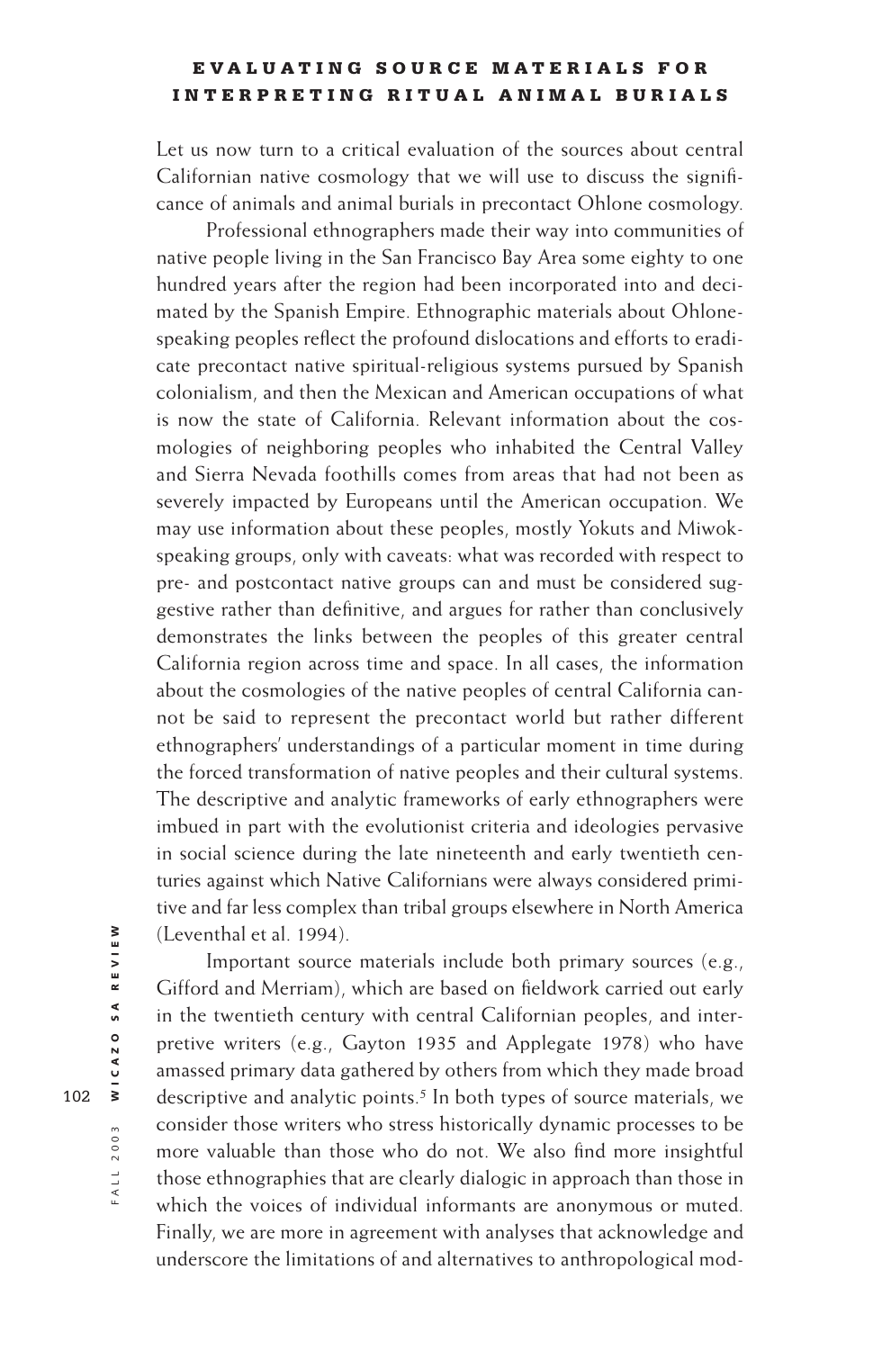## EVALUATING SOURCE MATERIALS FOR INTERPRETING RITUAL ANIMAL BURIALS

Let us now turn to a critical evaluation of the sources about central Californian native cosmology that we will use to discuss the significance of animals and animal burials in precontact Ohlone cosmology.

Professional ethnographers made their way into communities of native people living in the San Francisco Bay Area some eighty to one hundred years after the region had been incorporated into and decimated by the Spanish Empire. Ethnographic materials about Ohlone-speaking peoples reflect the profound dislocations and efforts to eradicate precontact native spiritual-religious systems pursued by Spanish colonialism, and then the Mexican and American occupations of what is now the state of California. Relevant information about the cosmologies of neighboring peoples who inhabited the Central Valley and Sierra Nevada foothills comes from areas that had not been as severely impacted by Europeans until the American occupation. We may use information about these peoples, mostly Yokuts and Miwok-speaking groups, only with caveats: what was recorded with respect to pre- and postcontact native groups can and must be considered suggestive rather than definitive, and argues for rather than conclusively demonstrates the links between the peoples of this greater central California region across time and space. In all cases, the information about the cosmologies of the native peoples of central California cannot be said to represent the precontact world but rather different ethnographers' understandings of a particular moment in time during the forced transformation of native peoples and their cultural systems. The descriptive and analytic frameworks of early ethnographers were imbued in part with the evolutionist criteria and ideologies pervasive in social science during the late nineteenth and early twentieth centuries against which Native Californians were always considered primitive and far less complex than tribal groups elsewhere in North America (Leventhal et al. 1994).

Important source materials include both primary sources (e.g., Gifford and Merriam), which are based on fieldwork carried out early in the twentieth century with central Californian peoples, and interpretive writers (e.g., Gayton 1935 and Applegate 1978) who have amassed primary data gathered by others from which they made broad descriptive and analytic points.[5] In both types of source materials, we consider those writers who stress historically dynamic processes to be more valuable than those who do not. We also find more insightful those ethnographies that are clearly dialogic in approach than those in which the voices of individual informants are anonymous or muted. Finally, we are more in agreement with analyses that acknowledge and underscore the limitations of and alternatives to anthropological mod-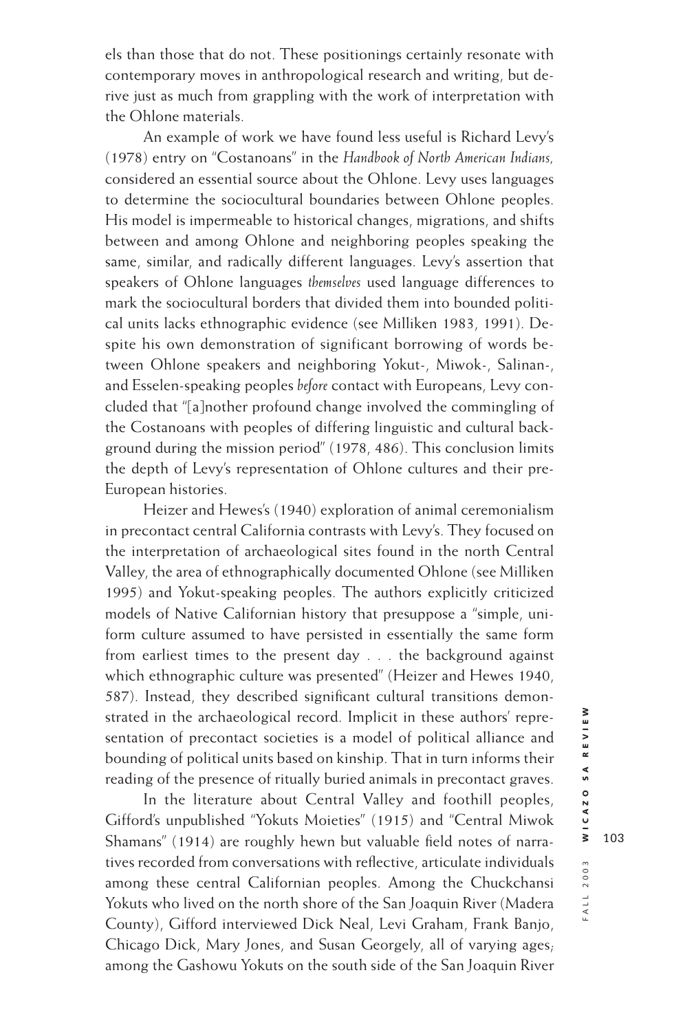els than those that do not. These positionings certainly resonate with contemporary moves in anthropological research and writing, but derive just as much from grappling with the work of interpretation with the Ohlone materials.

An example of work we have found less useful is Richard Levy's (1978) entry on "Costanoans" in the *Handbook of North American Indians*, considered an essential source about the Ohlone. Levy uses languages to determine the sociocultural boundaries between Ohlone peoples. His model is impermeable to historical changes, migrations, and shifts between and among Ohlone and neighboring peoples speaking the same, similar, and radically different languages. Levy's assertion that speakers of Ohlone languages *themselves* used language differences to mark the sociocultural borders that divided them into bounded political units lacks ethnographic evidence (see Milliken 1983, 1991). Despite his own demonstration of significant borrowing of words between Ohlone speakers and neighboring Yokut-, Miwok-, Salinan-, and Esselen-speaking peoples *before* contact with Europeans, Levy concluded that "[a]nother profound change involved the commingling of the Costanoans with peoples of differing linguistic and cultural background during the mission period" (1978, 486). This conclusion limits the depth of Levy's representation of Ohlone cultures and their pre-European histories.

Heizer and Hewes's (1940) exploration of animal ceremonialism in precontact central California contrasts with Levy's. They focused on the interpretation of archaeological sites found in the north Central Valley, the area of ethnographically documented Ohlone (see Milliken 1995) and Yokut-speaking peoples. The authors explicitly criticized models of Native Californian history that presuppose a "simple, uniform culture assumed to have persisted in essentially the same form from earliest times to the present day . . . the background against which ethnographic culture was presented" (Heizer and Hewes 1940, 587). Instead, they described significant cultural transitions demonstrated in the archaeological record. Implicit in these authors' representation of precontact societies is a model of political alliance and bounding of political units based on kinship. That in turn informs their reading of the presence of ritually buried animals in precontact graves.

In the literature about Central Valley and foothill peoples, Gifford's unpublished "Yokuts Moieties" (1915) and "Central Miwok Shamans" (1914) are roughly hewn but valuable field notes of narratives recorded from conversations with reflective, articulate individuals among these central Californian peoples. Among the Chuckchansi Yokuts who lived on the north shore of the San Joaquin River (Madera County), Gifford interviewed Dick Neal, Levi Graham, Frank Banjo, Chicago Dick, Mary Jones, and Susan Georgely, all of varying ages; among the Gashowu Yokuts on the south side of the San Joaquin River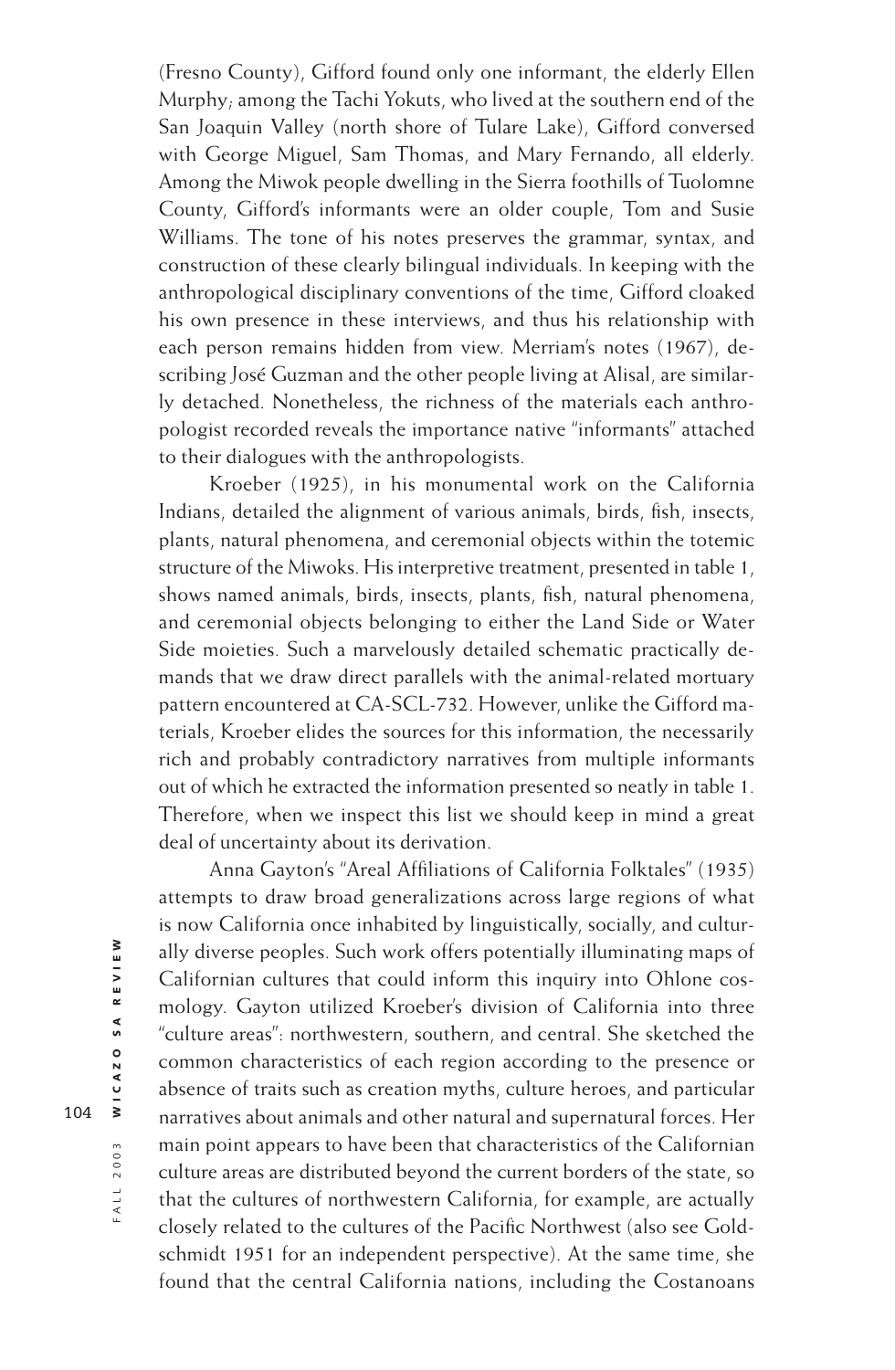(Fresno County), Gifford found only one informant, the elderly Ellen Murphy; among the Tachi Yokuts, who lived at the southern end of the San Joaquin Valley (north shore of Tulare Lake), Gifford conversed with George Miguel, Sam Thomas, and Mary Fernando, all elderly. Among the Miwok people dwelling in the Sierra foothills of Tuolomne County, Gifford's informants were an older couple, Tom and Susie Williams. The tone of his notes preserves the grammar, syntax, and construction of these clearly bilingual individuals. In keeping with the anthropological disciplinary conventions of the time, Gifford cloaked his own presence in these interviews, and thus his relationship with each person remains hidden from view. Merriam's notes (1967), describing José Guzman and the other people living at Alisal, are similarly detached. Nonetheless, the richness of the materials each anthropologist recorded reveals the importance native "informants" attached to their dialogues with the anthropologists.

Kroeber (1925), in his monumental work on the California Indians, detailed the alignment of various animals, birds, fish, insects, plants, natural phenomena, and ceremonial objects within the totemic structure of the Miwoks. His interpretive treatment, presented in table 1, shows named animals, birds, insects, plants, fish, natural phenomena, and ceremonial objects belonging to either the Land Side or Water Side moieties. Such a marvelously detailed schematic practically demands that we draw direct parallels with the animal-related mortuary pattern encountered at CA-SCL-732. However, unlike the Gifford materials, Kroeber elides the sources for this information, the necessarily rich and probably contradictory narratives from multiple informants out of which he extracted the information presented so neatly in table 1. Therefore, when we inspect this list we should keep in mind a great deal of uncertainty about its derivation.

Anna Gayton's "Areal Affiliations of California Folktales" (1935) attempts to draw broad generalizations across large regions of what is now California once inhabited by linguistically, socially, and culturally diverse peoples. Such work offers potentially illuminating maps of Californian cultures that could inform this inquiry into Ohlone cosmology. Gayton utilized Kroeber's division of California into three "culture areas": northwestern, southern, and central. She sketched the common characteristics of each region according to the presence or absence of traits such as creation myths, culture heroes, and particular narratives about animals and other natural and supernatural forces. Her main point appears to have been that characteristics of the Californian culture areas are distributed beyond the current borders of the state, so that the cultures of northwestern California, for example, are actually closely related to the cultures of the Pacific Northwest (also see Goldschmidt 1951 for an independent perspective). At the same time, she found that the central California nations, including the Costanoans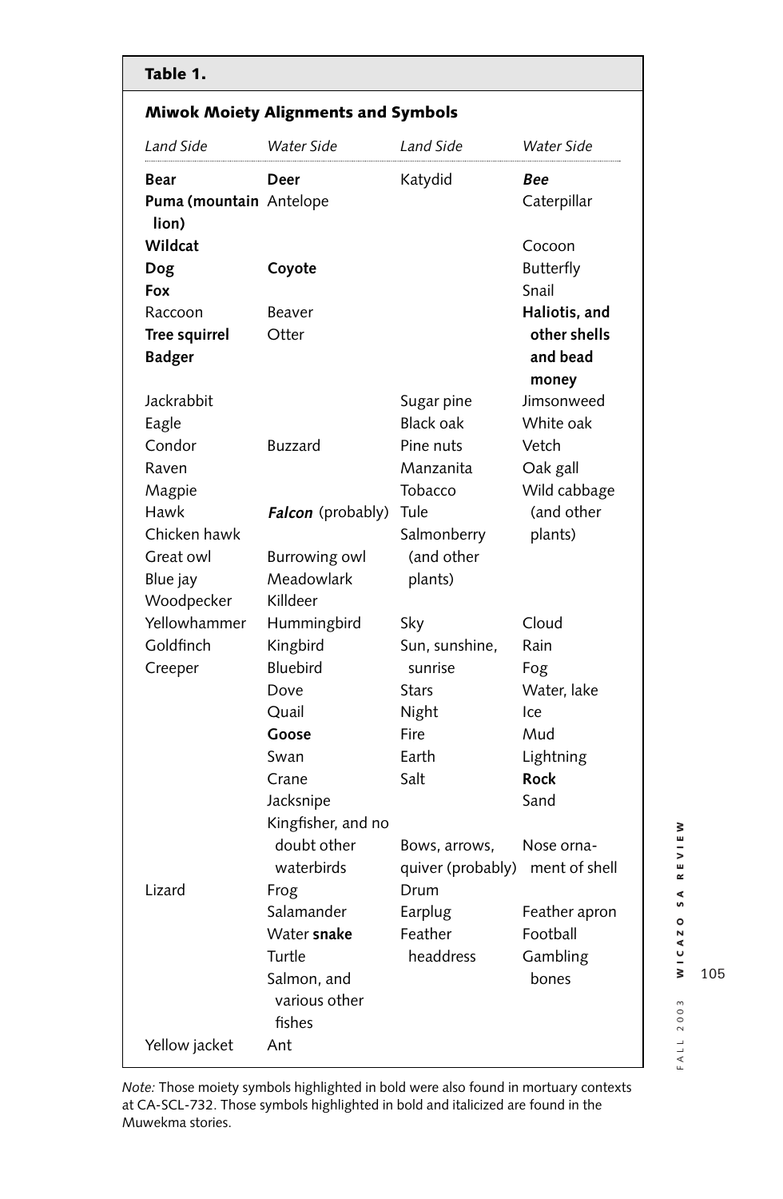**Table 1.**

**Miwok Moiety Alignments and Symbols**

| *Land Side* | *Water Side* | *Land Side* | *Water Side* |
|---|---|---|---|
| **Bear** | **Deer** | Katydid | ***Bee*** |
| **Puma (mountain lion)** | Antelope | | Caterpillar |
| **Wildcat** | | | Cocoon |
| **Dog** | **Coyote** | | Butterfly |
| **Fox** | | | Snail |
| Raccoon | Beaver | | **Haliotis, and other shells and bead money** |
| **Tree squirrel** | Otter | | |
| **Badger** | | | |
| Jackrabbit | | Sugar pine | Jimsonweed |
| Eagle | | Black oak | White oak |
| Condor | Buzzard | Pine nuts | Vetch |
| Raven | | Manzanita | Oak gall |
| Magpie | | Tobacco | Wild cabbage (and other plants) |
| Hawk | ***Falcon*** (probably) | Tule | |
| Chicken hawk | | Salmonberry (and other plants) | |
| Great owl | Burrowing owl | | |
| Blue jay | Meadowlark | | |
| Woodpecker | Killdeer | | |
| Yellowhammer | Hummingbird | Sky | Cloud |
| Goldfinch | Kingbird | Sun, sunshine, sunrise | Rain |
| Creeper | Bluebird | | Fog |
| | Dove | Stars | Water, lake |
| | Quail | Night | Ice |
| | **Goose** | Fire | Mud |
| | Swan | Earth | Lightning |
| | Crane | Salt | **Rock** |
| | Jacksnipe | | Sand |
| | Kingfisher, and no doubt other waterbirds | Bows, arrows, quiver (probably) | Nose ornament of shell |
| Lizard | Frog | Drum | |
| | Salamander | Earplug | Feather apron |
| | Water **snake** | Feather headdress | Football |
| | Turtle | | Gambling bones |
| | Salmon, and various other fishes | | |
| Yellow jacket | Ant | | |

*Note:* Those moiety symbols highlighted in bold were also found in mortuary contexts at CA-SCL-732. Those symbols highlighted in bold and italicized are found in the Muwekma stories.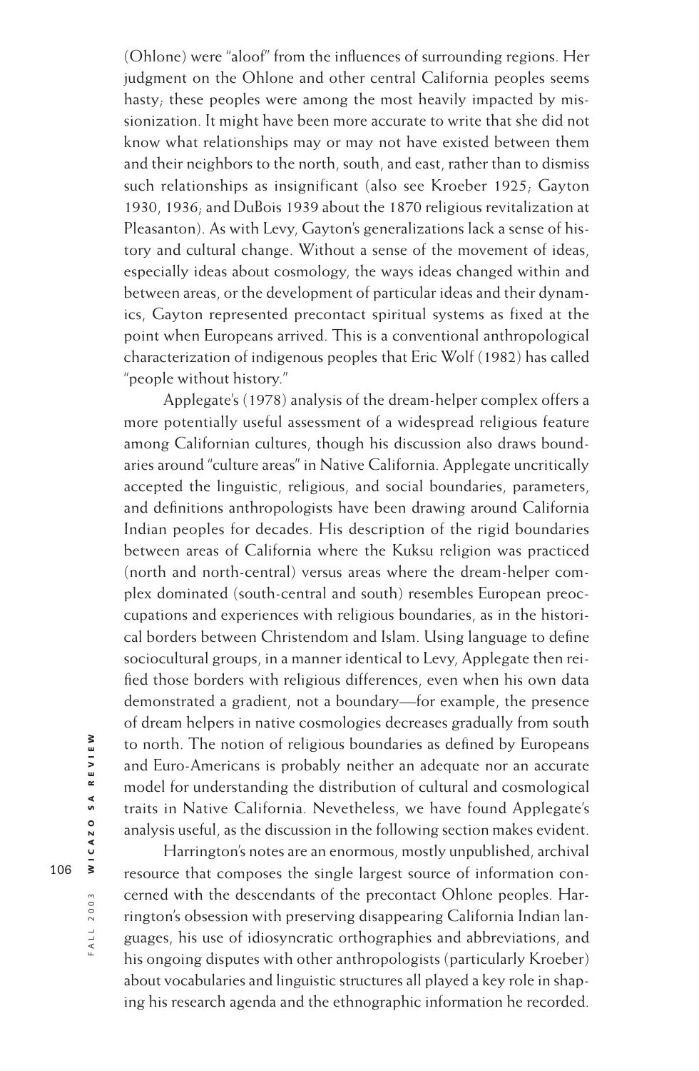(Ohlone) were "aloof" from the influences of surrounding regions. Her judgment on the Ohlone and other central California peoples seems hasty; these peoples were among the most heavily impacted by missionization. It might have been more accurate to write that she did not know what relationships may or may not have existed between them and their neighbors to the north, south, and east, rather than to dismiss such relationships as insignificant (also see Kroeber 1925; Gayton 1930, 1936; and DuBois 1939 about the 1870 religious revitalization at Pleasanton). As with Levy, Gayton's generalizations lack a sense of history and cultural change. Without a sense of the movement of ideas, especially ideas about cosmology, the ways ideas changed within and between areas, or the development of particular ideas and their dynamics, Gayton represented precontact spiritual systems as fixed at the point when Europeans arrived. This is a conventional anthropological characterization of indigenous peoples that Eric Wolf (1982) has called "people without history."

Applegate's (1978) analysis of the dream-helper complex offers a more potentially useful assessment of a widespread religious feature among Californian cultures, though his discussion also draws boundaries around "culture areas" in Native California. Applegate uncritically accepted the linguistic, religious, and social boundaries, parameters, and definitions anthropologists have been drawing around California Indian peoples for decades. His description of the rigid boundaries between areas of California where the Kuksu religion was practiced (north and north-central) versus areas where the dream-helper complex dominated (south-central and south) resembles European preoccupations and experiences with religious boundaries, as in the historical borders between Christendom and Islam. Using language to define sociocultural groups, in a manner identical to Levy, Applegate then reified those borders with religious differences, even when his own data demonstrated a gradient, not a boundary—for example, the presence of dream helpers in native cosmologies decreases gradually from south to north. The notion of religious boundaries as defined by Europeans and Euro-Americans is probably neither an adequate nor an accurate model for understanding the distribution of cultural and cosmological traits in Native California. Nevetheless, we have found Applegate's analysis useful, as the discussion in the following section makes evident.

Harrington's notes are an enormous, mostly unpublished, archival resource that composes the single largest source of information concerned with the descendants of the precontact Ohlone peoples. Harrington's obsession with preserving disappearing California Indian languages, his use of idiosyncratic orthographies and abbreviations, and his ongoing disputes with other anthropologists (particularly Kroeber) about vocabularies and linguistic structures all played a key role in shaping his research agenda and the ethnographic information he recorded.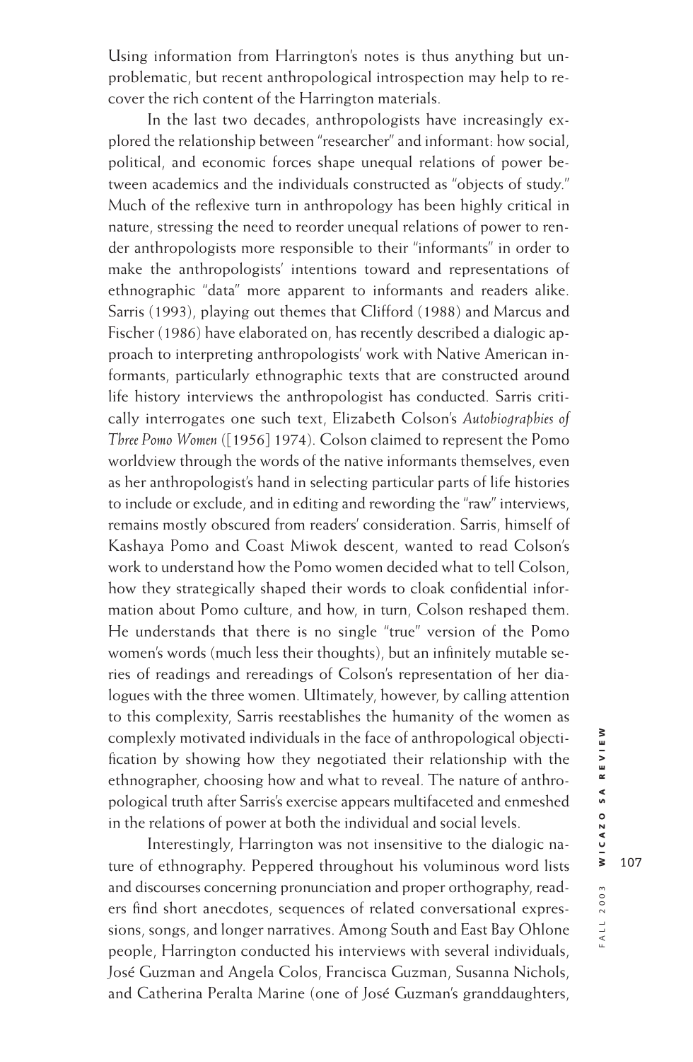Using information from Harrington's notes is thus anything but unproblematic, but recent anthropological introspection may help to recover the rich content of the Harrington materials.

In the last two decades, anthropologists have increasingly explored the relationship between "researcher" and informant: how social, political, and economic forces shape unequal relations of power between academics and the individuals constructed as "objects of study." Much of the reflexive turn in anthropology has been highly critical in nature, stressing the need to reorder unequal relations of power to render anthropologists more responsible to their "informants" in order to make the anthropologists' intentions toward and representations of ethnographic "data" more apparent to informants and readers alike. Sarris (1993), playing out themes that Clifford (1988) and Marcus and Fischer (1986) have elaborated on, has recently described a dialogic approach to interpreting anthropologists' work with Native American informants, particularly ethnographic texts that are constructed around life history interviews the anthropologist has conducted. Sarris critically interrogates one such text, Elizabeth Colson's *Autobiographies of Three Pomo Women* ([1956] 1974). Colson claimed to represent the Pomo worldview through the words of the native informants themselves, even as her anthropologist's hand in selecting particular parts of life histories to include or exclude, and in editing and rewording the "raw" interviews, remains mostly obscured from readers' consideration. Sarris, himself of Kashaya Pomo and Coast Miwok descent, wanted to read Colson's work to understand how the Pomo women decided what to tell Colson, how they strategically shaped their words to cloak confidential information about Pomo culture, and how, in turn, Colson reshaped them. He understands that there is no single "true" version of the Pomo women's words (much less their thoughts), but an infinitely mutable series of readings and rereadings of Colson's representation of her dialogues with the three women. Ultimately, however, by calling attention to this complexity, Sarris reestablishes the humanity of the women as complexly motivated individuals in the face of anthropological objectification by showing how they negotiated their relationship with the ethnographer, choosing how and what to reveal. The nature of anthropological truth after Sarris's exercise appears multifaceted and enmeshed in the relations of power at both the individual and social levels.

Interestingly, Harrington was not insensitive to the dialogic nature of ethnography. Peppered throughout his voluminous word lists and discourses concerning pronunciation and proper orthography, readers find short anecdotes, sequences of related conversational expressions, songs, and longer narratives. Among South and East Bay Ohlone people, Harrington conducted his interviews with several individuals, José Guzman and Angela Colos, Francisca Guzman, Susanna Nichols, and Catherina Peralta Marine (one of José Guzman's granddaughters,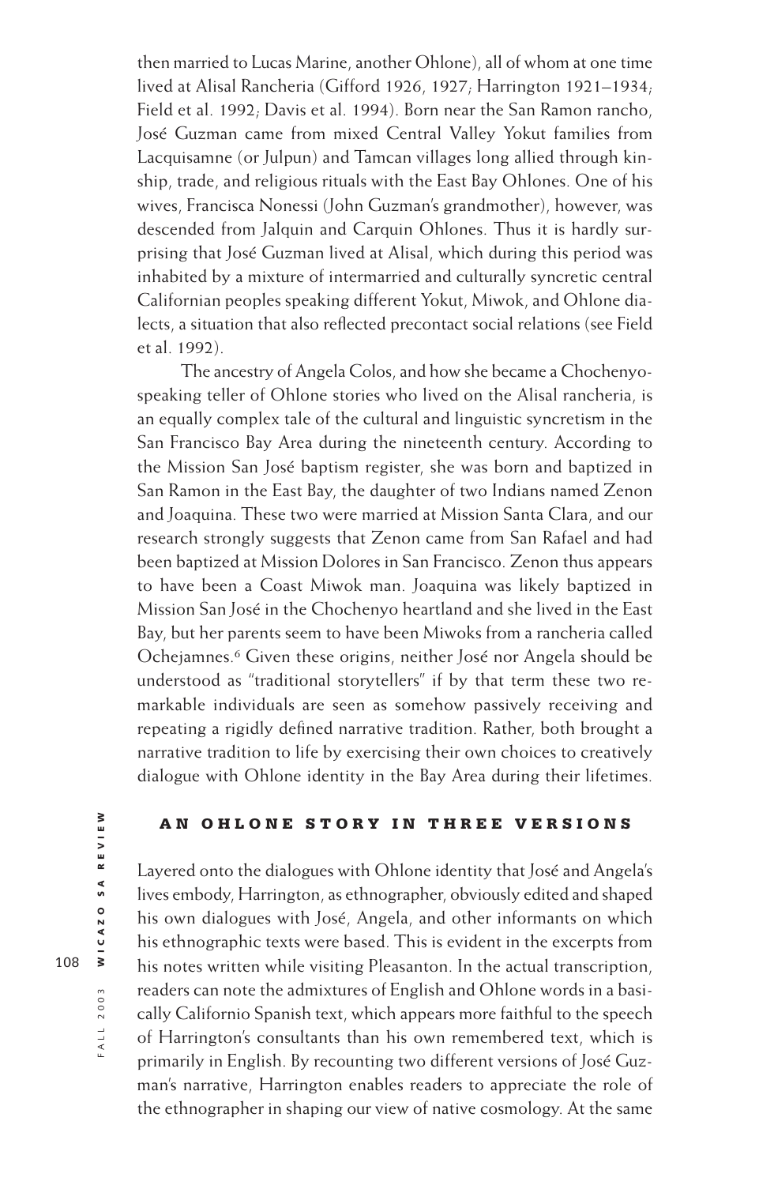then married to Lucas Marine, another Ohlone), all of whom at one time lived at Alisal Rancheria (Gifford 1926, 1927; Harrington 1921–1934; Field et al. 1992; Davis et al. 1994). Born near the San Ramon rancho, José Guzman came from mixed Central Valley Yokut families from Lacquisamne (or Julpun) and Tamcan villages long allied through kinship, trade, and religious rituals with the East Bay Ohlones. One of his wives, Francisca Nonessi (John Guzman's grandmother), however, was descended from Jalquin and Carquin Ohlones. Thus it is hardly surprising that José Guzman lived at Alisal, which during this period was inhabited by a mixture of intermarried and culturally syncretic central Californian peoples speaking different Yokut, Miwok, and Ohlone dialects, a situation that also reflected precontact social relations (see Field et al. 1992).

The ancestry of Angela Colos, and how she became a Chochenyo-speaking teller of Ohlone stories who lived on the Alisal rancheria, is an equally complex tale of the cultural and linguistic syncretism in the San Francisco Bay Area during the nineteenth century. According to the Mission San José baptism register, she was born and baptized in San Ramon in the East Bay, the daughter of two Indians named Zenon and Joaquina. These two were married at Mission Santa Clara, and our research strongly suggests that Zenon came from San Rafael and had been baptized at Mission Dolores in San Francisco. Zenon thus appears to have been a Coast Miwok man. Joaquina was likely baptized in Mission San José in the Chochenyo heartland and she lived in the East Bay, but her parents seem to have been Miwoks from a rancheria called Ochejamnes.[6] Given these origins, neither José nor Angela should be understood as "traditional storytellers" if by that term these two remarkable individuals are seen as somehow passively receiving and repeating a rigidly defined narrative tradition. Rather, both brought a narrative tradition to life by exercising their own choices to creatively dialogue with Ohlone identity in the Bay Area during their lifetimes.

## AN OHLONE STORY IN THREE VERSIONS

Layered onto the dialogues with Ohlone identity that José and Angela's lives embody, Harrington, as ethnographer, obviously edited and shaped his own dialogues with José, Angela, and other informants on which his ethnographic texts were based. This is evident in the excerpts from his notes written while visiting Pleasanton. In the actual transcription, readers can note the admixtures of English and Ohlone words in a basically Californio Spanish text, which appears more faithful to the speech of Harrington's consultants than his own remembered text, which is primarily in English. By recounting two different versions of José Guzman's narrative, Harrington enables readers to appreciate the role of the ethnographer in shaping our view of native cosmology. At the same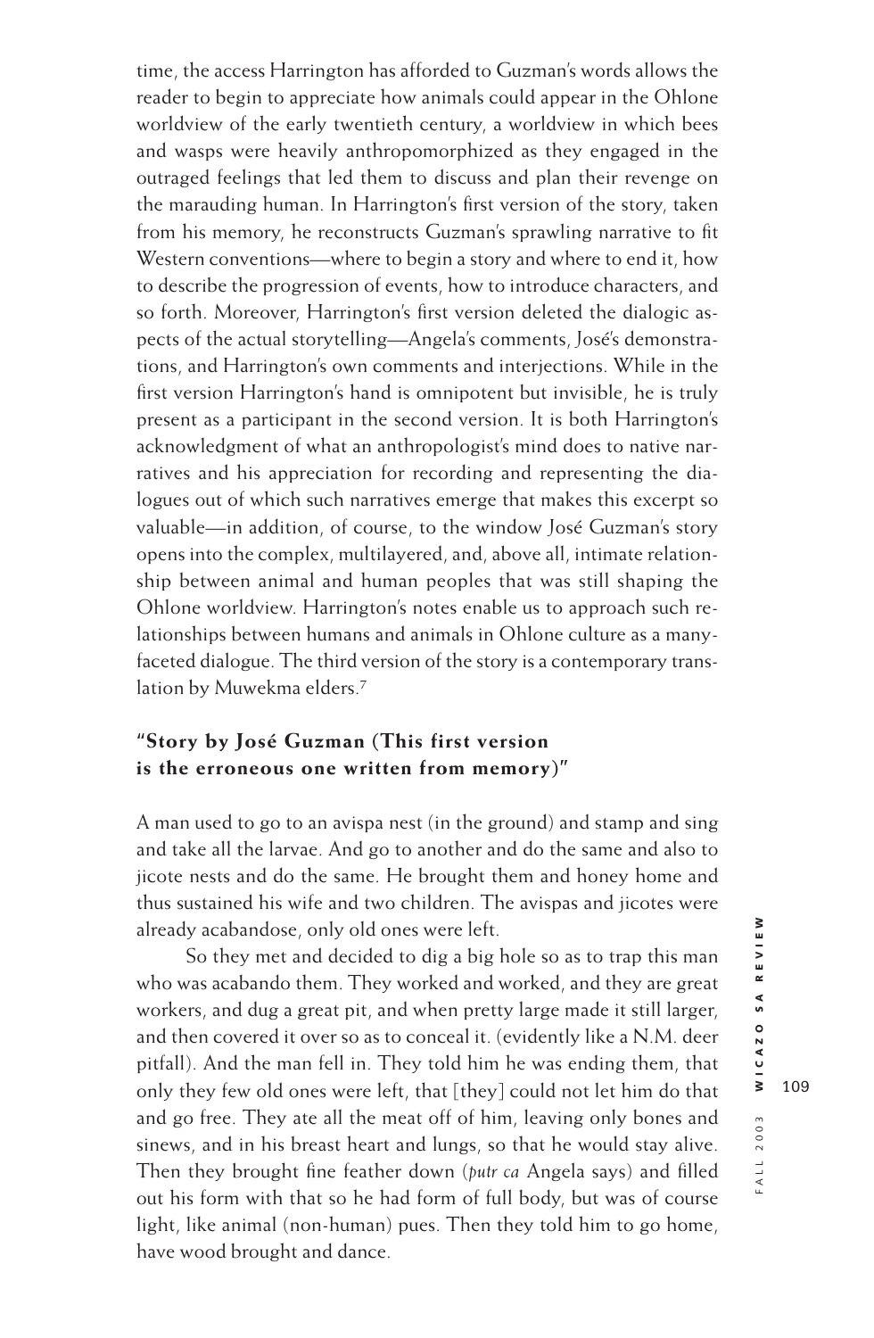time, the access Harrington has afforded to Guzman's words allows the reader to begin to appreciate how animals could appear in the Ohlone worldview of the early twentieth century, a worldview in which bees and wasps were heavily anthropomorphized as they engaged in the outraged feelings that led them to discuss and plan their revenge on the marauding human. In Harrington's first version of the story, taken from his memory, he reconstructs Guzman's sprawling narrative to fit Western conventions—where to begin a story and where to end it, how to describe the progression of events, how to introduce characters, and so forth. Moreover, Harrington's first version deleted the dialogic aspects of the actual storytelling—Angela's comments, José's demonstrations, and Harrington's own comments and interjections. While in the first version Harrington's hand is omnipotent but invisible, he is truly present as a participant in the second version. It is both Harrington's acknowledgment of what an anthropologist's mind does to native narratives and his appreciation for recording and representing the dialogues out of which such narratives emerge that makes this excerpt so valuable—in addition, of course, to the window José Guzman's story opens into the complex, multilayered, and, above all, intimate relationship between animal and human peoples that was still shaping the Ohlone worldview. Harrington's notes enable us to approach such relationships between humans and animals in Ohlone culture as a many-faceted dialogue. The third version of the story is a contemporary translation by Muwekma elders.[7]

### "Story by José Guzman (This first version is the erroneous one written from memory)"

A man used to go to an avispa nest (in the ground) and stamp and sing and take all the larvae. And go to another and do the same and also to jicote nests and do the same. He brought them and honey home and thus sustained his wife and two children. The avispas and jicotes were already acabandose, only old ones were left.

So they met and decided to dig a big hole so as to trap this man who was acabando them. They worked and worked, and they are great workers, and dug a great pit, and when pretty large made it still larger, and then covered it over so as to conceal it. (evidently like a N.M. deer pitfall). And the man fell in. They told him he was ending them, that only they few old ones were left, that [they] could not let him do that and go free. They ate all the meat off of him, leaving only bones and sinews, and in his breast heart and lungs, so that he would stay alive. Then they brought fine feather down (*putr ca* Angela says) and filled out his form with that so he had form of full body, but was of course light, like animal (non-human) pues. Then they told him to go home, have wood brought and dance.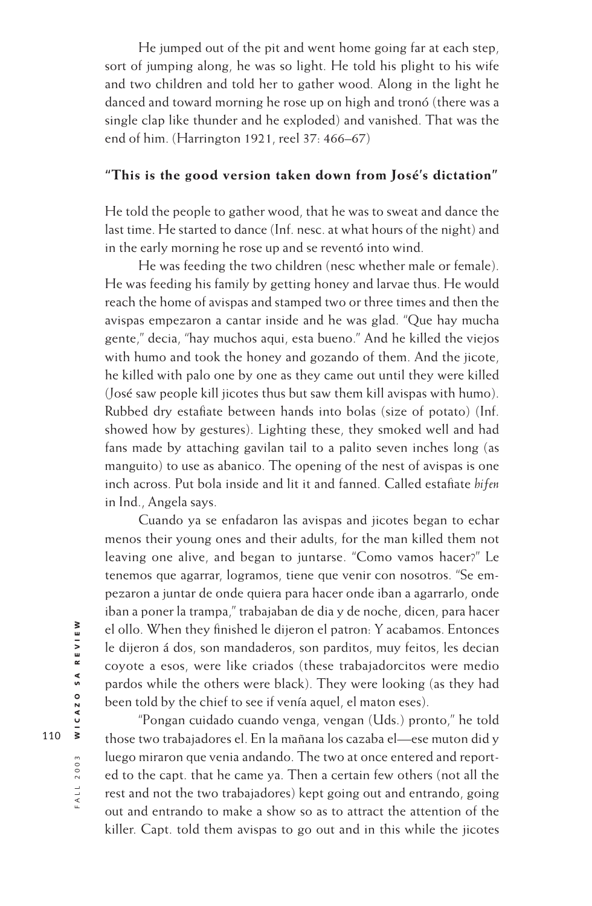He jumped out of the pit and went home going far at each step, sort of jumping along, he was so light. He told his plight to his wife and two children and told her to gather wood. Along in the light he danced and toward morning he rose up on high and tronó (there was a single clap like thunder and he exploded) and vanished. That was the end of him. (Harrington 1921, reel 37: 466–67)

### "This is the good version taken down from José's dictation"

He told the people to gather wood, that he was to sweat and dance the last time. He started to dance (Inf. nesc. at what hours of the night) and in the early morning he rose up and se reventó into wind.

He was feeding the two children (nesc whether male or female). He was feeding his family by getting honey and larvae thus. He would reach the home of avispas and stamped two or three times and then the avispas empezaron a cantar inside and he was glad. "Que hay mucha gente," decia, "hay muchos aqui, esta bueno." And he killed the viejos with humo and took the honey and gozando of them. And the jicote, he killed with palo one by one as they came out until they were killed (José saw people kill jicotes thus but saw them kill avispas with humo). Rubbed dry estafiate between hands into bolas (size of potato) (Inf. showed how by gestures). Lighting these, they smoked well and had fans made by attaching gavilan tail to a palito seven inches long (as manguito) to use as abanico. The opening of the nest of avispas is one inch across. Put bola inside and lit it and fanned. Called estafiate *hifen* in Ind., Angela says.

Cuando ya se enfadaron las avispas and jicotes began to echar menos their young ones and their adults, for the man killed them not leaving one alive, and began to juntarse. "Como vamos hacer?" Le tenemos que agarrar, logramos, tiene que venir con nosotros. "Se empezaron a juntar de onde quiera para hacer onde iban a agarrarlo, onde iban a poner la trampa," trabajaban de dia y de noche, dicen, para hacer el ollo. When they finished le dijeron el patron: Y acabamos. Entonces le dijeron á dos, son mandaderos, son parditos, muy feitos, les decian coyote a esos, were like criados (these trabajadorcitos were medio pardos while the others were black). They were looking (as they had been told by the chief to see if venía aquel, el maton eses).

"Pongan cuidado cuando venga, vengan (Uds.) pronto," he told those two trabajadores el. En la mañana los cazaba el—ese muton did y luego miraron que venia andando. The two at once entered and reported to the capt. that he came ya. Then a certain few others (not all the rest and not the two trabajadores) kept going out and entrando, going out and entrando to make a show so as to attract the attention of the killer. Capt. told them avispas to go out and in this while the jicotes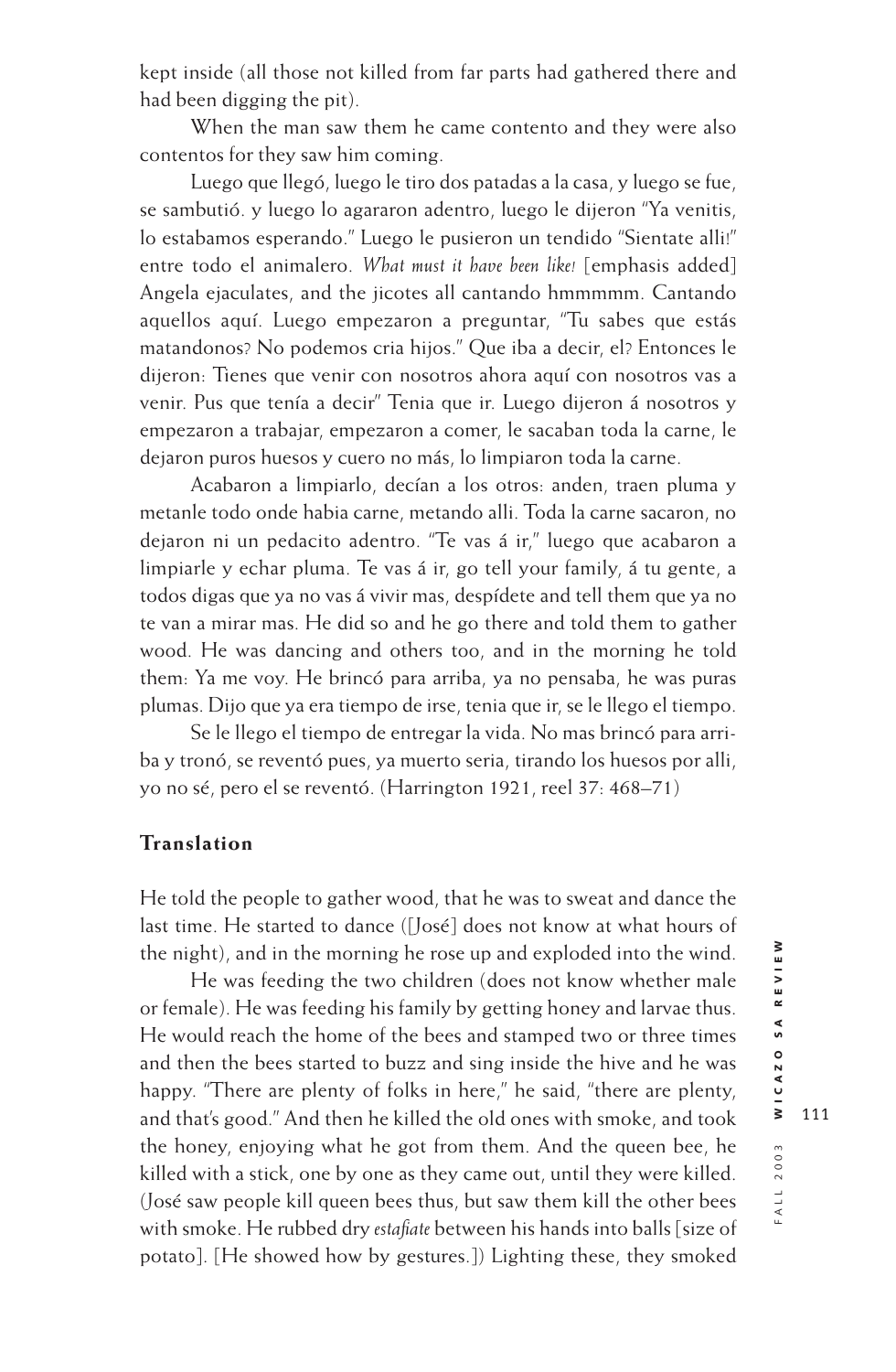kept inside (all those not killed from far parts had gathered there and had been digging the pit).

When the man saw them he came contento and they were also contentos for they saw him coming.

Luego que llegó, luego le tiro dos patadas a la casa, y luego se fue, se sambutió. y luego lo agararon adentro, luego le dijeron "Ya venitis, lo estabamos esperando." Luego le pusieron un tendido "Sientate alli!" entre todo el animalero. *What must it have been like!* [emphasis added] Angela ejaculates, and the jicotes all cantando hmmmmm. Cantando aquellos aquí. Luego empezaron a preguntar, "Tu sabes que estás matandonos? No podemos cria hijos." Que iba a decir, el? Entonces le dijeron: Tienes que venir con nosotros ahora aquí con nosotros vas a venir. Pus que tenía a decir" Tenia que ir. Luego dijeron á nosotros y empezaron a trabajar, empezaron a comer, le sacaban toda la carne, le dejaron puros huesos y cuero no más, lo limpiaron toda la carne.

Acabaron a limpiarlo, decían a los otros: anden, traen pluma y metanle todo onde habia carne, metando alli. Toda la carne sacaron, no dejaron ni un pedacito adentro. "Te vas á ir," luego que acabaron a limpiarle y echar pluma. Te vas á ir, go tell your family, á tu gente, a todos digas que ya no vas á vivir mas, despídete and tell them que ya no te van a mirar mas. He did so and he go there and told them to gather wood. He was dancing and others too, and in the morning he told them: Ya me voy. He brincó para arriba, ya no pensaba, he was puras plumas. Dijo que ya era tiempo de irse, tenia que ir, se le llego el tiempo.

Se le llego el tiempo de entregar la vida. No mas brincó para arriba y tronó, se reventó pues, ya muerto seria, tirando los huesos por alli, yo no sé, pero el se reventó. (Harrington 1921, reel 37: 468–71)

## Translation

He told the people to gather wood, that he was to sweat and dance the last time. He started to dance ([José] does not know at what hours of the night), and in the morning he rose up and exploded into the wind.

He was feeding the two children (does not know whether male or female). He was feeding his family by getting honey and larvae thus. He would reach the home of the bees and stamped two or three times and then the bees started to buzz and sing inside the hive and he was happy. "There are plenty of folks in here," he said, "there are plenty, and that's good." And then he killed the old ones with smoke, and took the honey, enjoying what he got from them. And the queen bee, he killed with a stick, one by one as they came out, until they were killed. (José saw people kill queen bees thus, but saw them kill the other bees with smoke. He rubbed dry *estafiate* between his hands into balls [size of potato]. [He showed how by gestures.]) Lighting these, they smoked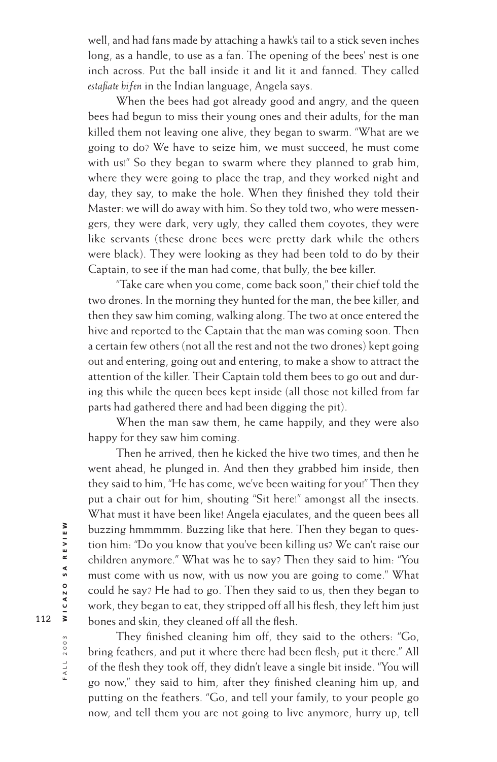well, and had fans made by attaching a hawk's tail to a stick seven inches long, as a handle, to use as a fan. The opening of the bees' nest is one inch across. Put the ball inside it and lit it and fanned. They called *estafiate hifen* in the Indian language, Angela says.

When the bees had got already good and angry, and the queen bees had begun to miss their young ones and their adults, for the man killed them not leaving one alive, they began to swarm. "What are we going to do? We have to seize him, we must succeed, he must come with us!" So they began to swarm where they planned to grab him, where they were going to place the trap, and they worked night and day, they say, to make the hole. When they finished they told their Master: we will do away with him. So they told two, who were messengers, they were dark, very ugly, they called them coyotes, they were like servants (these drone bees were pretty dark while the others were black). They were looking as they had been told to do by their Captain, to see if the man had come, that bully, the bee killer.

"Take care when you come, come back soon," their chief told the two drones. In the morning they hunted for the man, the bee killer, and then they saw him coming, walking along. The two at once entered the hive and reported to the Captain that the man was coming soon. Then a certain few others (not all the rest and not the two drones) kept going out and entering, going out and entering, to make a show to attract the attention of the killer. Their Captain told them bees to go out and during this while the queen bees kept inside (all those not killed from far parts had gathered there and had been digging the pit).

When the man saw them, he came happily, and they were also happy for they saw him coming.

Then he arrived, then he kicked the hive two times, and then he went ahead, he plunged in. And then they grabbed him inside, then they said to him, "He has come, we've been waiting for you!" Then they put a chair out for him, shouting "Sit here!" amongst all the insects. What must it have been like! Angela ejaculates, and the queen bees all buzzing hmmmmm. Buzzing like that here. Then they began to question him: "Do you know that you've been killing us? We can't raise our children anymore." What was he to say? Then they said to him: "You must come with us now, with us now you are going to come." What could he say? He had to go. Then they said to us, then they began to work, they began to eat, they stripped off all his flesh, they left him just bones and skin, they cleaned off all the flesh.

They finished cleaning him off, they said to the others: "Go, bring feathers, and put it where there had been flesh; put it there." All of the flesh they took off, they didn't leave a single bit inside. "You will go now," they said to him, after they finished cleaning him up, and putting on the feathers. "Go, and tell your family, to your people go now, and tell them you are not going to live anymore, hurry up, tell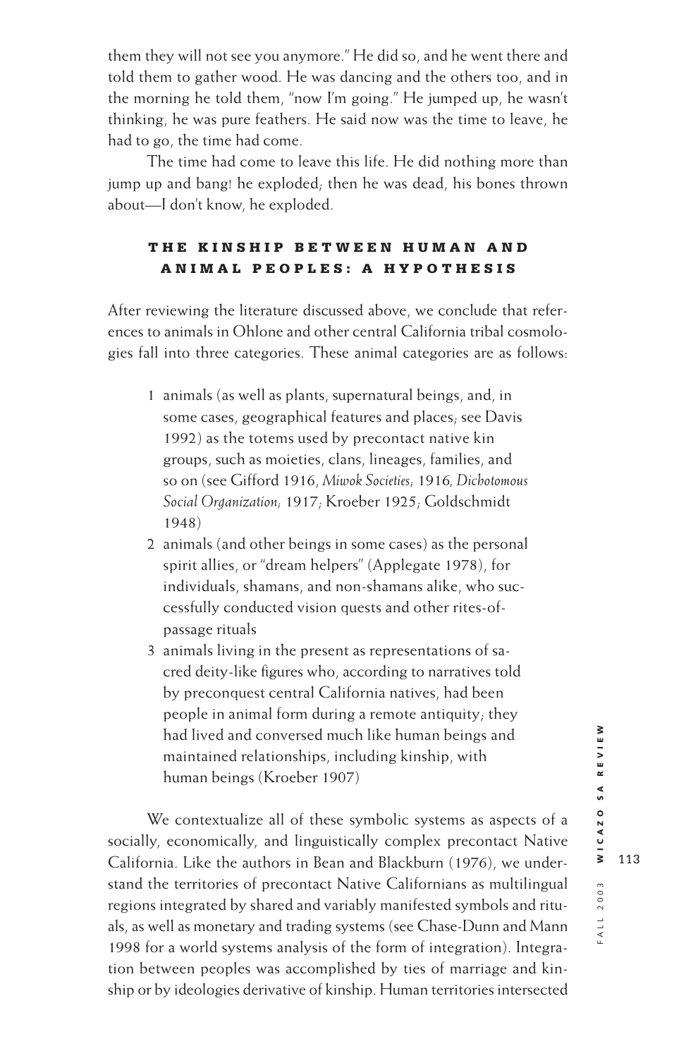them they will not see you anymore." He did so, and he went there and told them to gather wood. He was dancing and the others too, and in the morning he told them, "now I'm going." He jumped up, he wasn't thinking, he was pure feathers. He said now was the time to leave, he had to go, the time had come.

The time had come to leave this life. He did nothing more than jump up and bang! he exploded; then he was dead, his bones thrown about—I don't know, he exploded.

## THE KINSHIP BETWEEN HUMAN AND ANIMAL PEOPLES: A HYPOTHESIS

After reviewing the literature discussed above, we conclude that references to animals in Ohlone and other central California tribal cosmologies fall into three categories. These animal categories are as follows:

1. animals (as well as plants, supernatural beings, and, in some cases, geographical features and places; see Davis 1992) as the totems used by precontact native kin groups, such as moieties, clans, lineages, families, and so on (see Gifford 1916, *Miwok Societies*; 1916, *Dichotomous Social Organization*; 1917; Kroeber 1925; Goldschmidt 1948)
2. animals (and other beings in some cases) as the personal spirit allies, or "dream helpers" (Applegate 1978), for individuals, shamans, and non-shamans alike, who successfully conducted vision quests and other rites-of-passage rituals
3. animals living in the present as representations of sacred deity-like figures who, according to narratives told by preconquest central California natives, had been people in animal form during a remote antiquity; they had lived and conversed much like human beings and maintained relationships, including kinship, with human beings (Kroeber 1907)

We contextualize all of these symbolic systems as aspects of a socially, economically, and linguistically complex precontact Native California. Like the authors in Bean and Blackburn (1976), we understand the territories of precontact Native Californians as multilingual regions integrated by shared and variably manifested symbols and rituals, as well as monetary and trading systems (see Chase-Dunn and Mann 1998 for a world systems analysis of the form of integration). Integration between peoples was accomplished by ties of marriage and kinship or by ideologies derivative of kinship. Human territories intersected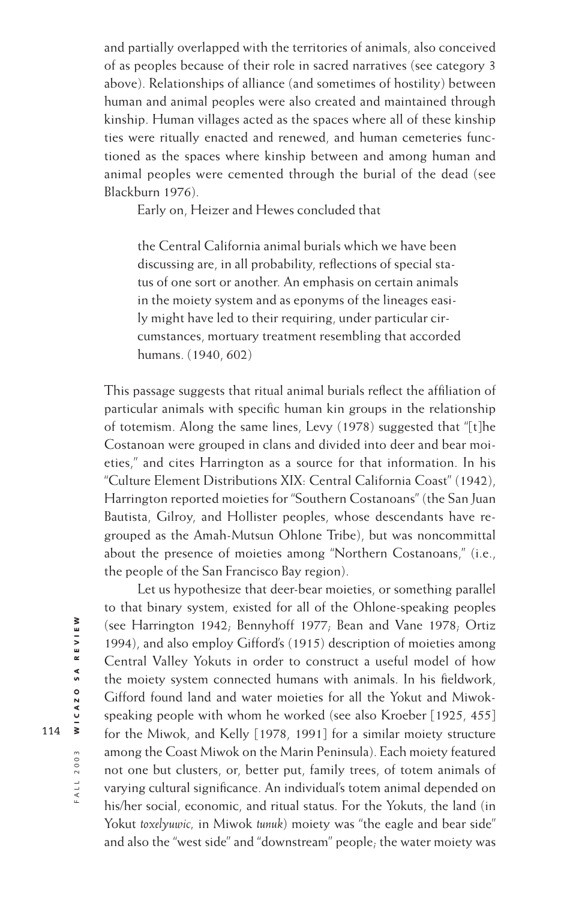and partially overlapped with the territories of animals, also conceived of as peoples because of their role in sacred narratives (see category 3 above). Relationships of alliance (and sometimes of hostility) between human and animal peoples were also created and maintained through kinship. Human villages acted as the spaces where all of these kinship ties were ritually enacted and renewed, and human cemeteries functioned as the spaces where kinship between and among human and animal peoples were cemented through the burial of the dead (see Blackburn 1976).

Early on, Heizer and Hewes concluded that

> the Central California animal burials which we have been discussing are, in all probability, reflections of special status of one sort or another. An emphasis on certain animals in the moiety system and as eponyms of the lineages easily might have led to their requiring, under particular circumstances, mortuary treatment resembling that accorded humans. (1940, 602)

This passage suggests that ritual animal burials reflect the affiliation of particular animals with specific human kin groups in the relationship of totemism. Along the same lines, Levy (1978) suggested that "[t]he Costanoan were grouped in clans and divided into deer and bear moieties," and cites Harrington as a source for that information. In his "Culture Element Distributions XIX: Central California Coast" (1942), Harrington reported moieties for "Southern Costanoans" (the San Juan Bautista, Gilroy, and Hollister peoples, whose descendants have regrouped as the Amah-Mutsun Ohlone Tribe), but was noncommittal about the presence of moieties among "Northern Costanoans," (i.e., the people of the San Francisco Bay region).

Let us hypothesize that deer-bear moieties, or something parallel to that binary system, existed for all of the Ohlone-speaking peoples (see Harrington 1942; Bennyhoff 1977; Bean and Vane 1978; Ortiz 1994), and also employ Gifford's (1915) description of moieties among Central Valley Yokuts in order to construct a useful model of how the moiety system connected humans with animals. In his fieldwork, Gifford found land and water moieties for all the Yokut and Miwok-speaking people with whom he worked (see also Kroeber [1925, 455] for the Miwok, and Kelly [1978, 1991] for a similar moiety structure among the Coast Miwok on the Marin Peninsula). Each moiety featured not one but clusters, or, better put, family trees, of totem animals of varying cultural significance. An individual's totem animal depended on his/her social, economic, and ritual status. For the Yokuts, the land (in Yokut *toxelyuwic*, in Miwok *tunuk*) moiety was "the eagle and bear side" and also the "west side" and "downstream" people; the water moiety was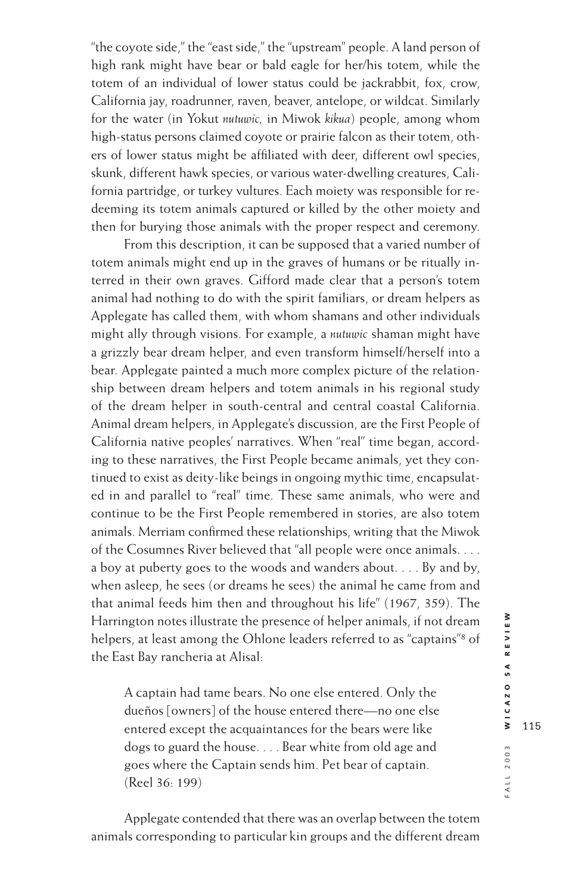"the coyote side," the "east side," the "upstream" people. A land person of high rank might have bear or bald eagle for her/his totem, while the totem of an individual of lower status could be jackrabbit, fox, crow, California jay, roadrunner, raven, beaver, antelope, or wildcat. Similarly for the water (in Yokut *nutuwic,* in Miwok *kikua*) people, among whom high-status persons claimed coyote or prairie falcon as their totem, others of lower status might be affiliated with deer, different owl species, skunk, different hawk species, or various water-dwelling creatures, California partridge, or turkey vultures. Each moiety was responsible for redeeming its totem animals captured or killed by the other moiety and then for burying those animals with the proper respect and ceremony.

From this description, it can be supposed that a varied number of totem animals might end up in the graves of humans or be ritually interred in their own graves. Gifford made clear that a person's totem animal had nothing to do with the spirit familiars, or dream helpers as Applegate has called them, with whom shamans and other individuals might ally through visions. For example, a *nutuwic* shaman might have a grizzly bear dream helper, and even transform himself/herself into a bear. Applegate painted a much more complex picture of the relationship between dream helpers and totem animals in his regional study of the dream helper in south-central and central coastal California. Animal dream helpers, in Applegate's discussion, are the First People of California native peoples' narratives. When "real" time began, according to these narratives, the First People became animals, yet they continued to exist as deity-like beings in ongoing mythic time, encapsulated in and parallel to "real" time. These same animals, who were and continue to be the First People remembered in stories, are also totem animals. Merriam confirmed these relationships, writing that the Miwok of the Cosumnes River believed that "all people were once animals. . . . a boy at puberty goes to the woods and wanders about. . . . By and by, when asleep, he sees (or dreams he sees) the animal he came from and that animal feeds him then and throughout his life" (1967, 359). The Harrington notes illustrate the presence of helper animals, if not dream helpers, at least among the Ohlone leaders referred to as "captains"[8] of the East Bay rancheria at Alisal:

> A captain had tame bears. No one else entered. Only the dueños [owners] of the house entered there—no one else entered except the acquaintances for the bears were like dogs to guard the house. . . . Bear white from old age and goes where the Captain sends him. Pet bear of captain. (Reel 36: 199)

Applegate contended that there was an overlap between the totem animals corresponding to particular kin groups and the different dream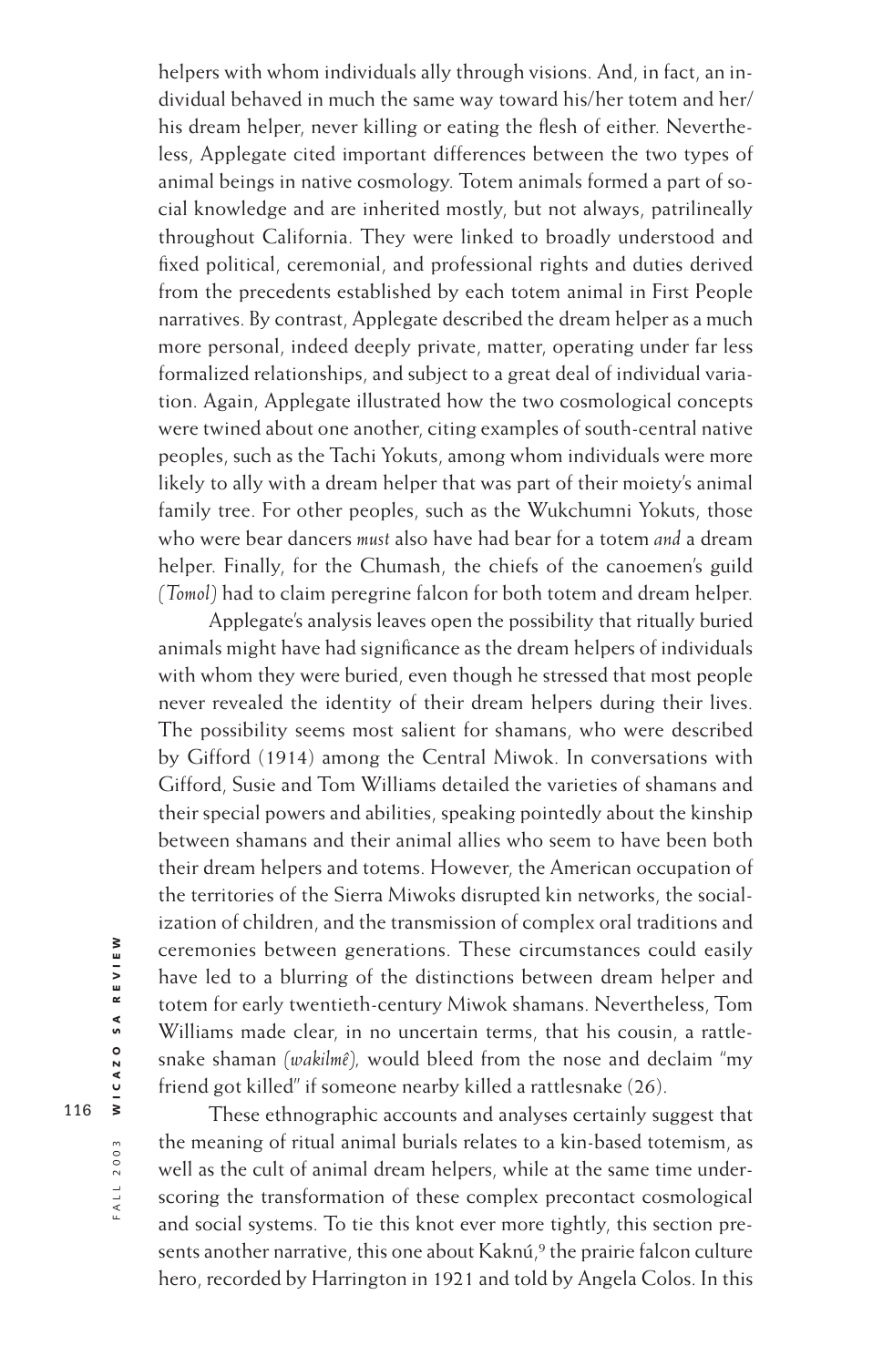helpers with whom individuals ally through visions. And, in fact, an individual behaved in much the same way toward his/her totem and her/his dream helper, never killing or eating the flesh of either. Nevertheless, Applegate cited important differences between the two types of animal beings in native cosmology. Totem animals formed a part of social knowledge and are inherited mostly, but not always, patrilineally throughout California. They were linked to broadly understood and fixed political, ceremonial, and professional rights and duties derived from the precedents established by each totem animal in First People narratives. By contrast, Applegate described the dream helper as a much more personal, indeed deeply private, matter, operating under far less formalized relationships, and subject to a great deal of individual variation. Again, Applegate illustrated how the two cosmological concepts were twined about one another, citing examples of south-central native peoples, such as the Tachi Yokuts, among whom individuals were more likely to ally with a dream helper that was part of their moiety's animal family tree. For other peoples, such as the Wukchumni Yokuts, those who were bear dancers *must* also have had bear for a totem *and* a dream helper. Finally, for the Chumash, the chiefs of the canoemen's guild (*Tomol*) had to claim peregrine falcon for both totem and dream helper.

Applegate's analysis leaves open the possibility that ritually buried animals might have had significance as the dream helpers of individuals with whom they were buried, even though he stressed that most people never revealed the identity of their dream helpers during their lives. The possibility seems most salient for shamans, who were described by Gifford (1914) among the Central Miwok. In conversations with Gifford, Susie and Tom Williams detailed the varieties of shamans and their special powers and abilities, speaking pointedly about the kinship between shamans and their animal allies who seem to have been both their dream helpers and totems. However, the American occupation of the territories of the Sierra Miwoks disrupted kin networks, the socialization of children, and the transmission of complex oral traditions and ceremonies between generations. These circumstances could easily have led to a blurring of the distinctions between dream helper and totem for early twentieth-century Miwok shamans. Nevertheless, Tom Williams made clear, in no uncertain terms, that his cousin, a rattlesnake shaman (*wakilmê*), would bleed from the nose and declaim "my friend got killed" if someone nearby killed a rattlesnake (26).

These ethnographic accounts and analyses certainly suggest that the meaning of ritual animal burials relates to a kin-based totemism, as well as the cult of animal dream helpers, while at the same time underscoring the transformation of these complex precontact cosmological and social systems. To tie this knot ever more tightly, this section presents another narrative, this one about Kaknú,[9] the prairie falcon culture hero, recorded by Harrington in 1921 and told by Angela Colos. In this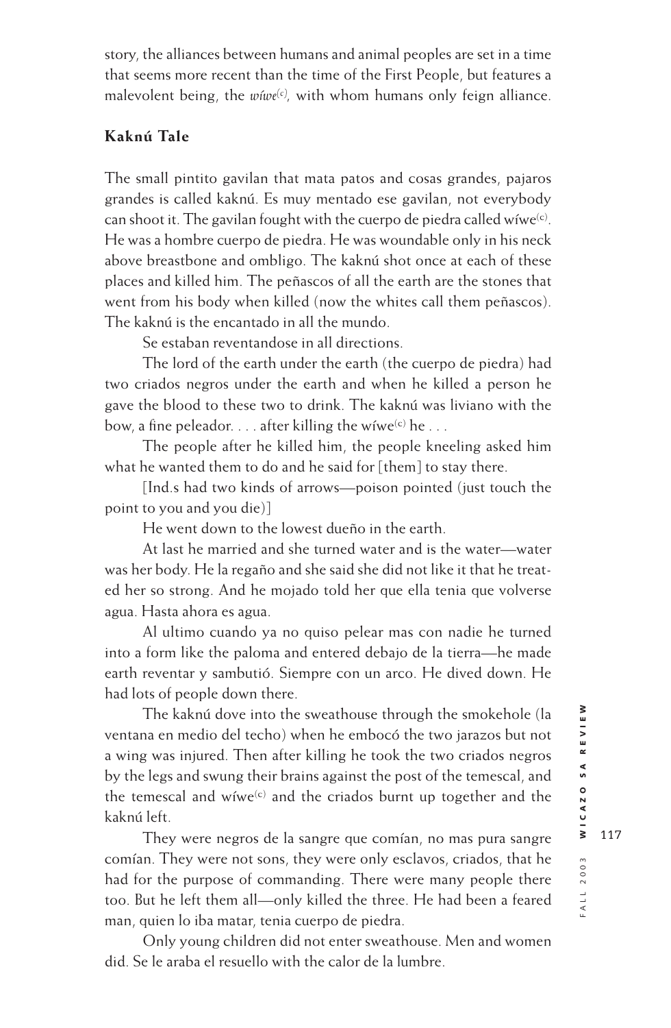story, the alliances between humans and animal peoples are set in a time that seems more recent than the time of the First People, but features a malevolent being, the *wíwe*[(c)], with whom humans only feign alliance.

### Kaknú Tale

The small pintito gavilan that mata patos and cosas grandes, pajaros grandes is called kaknú. Es muy mentado ese gavilan, not everybody can shoot it. The gavilan fought with the cuerpo de piedra called wíwe[(c)]. He was a hombre cuerpo de piedra. He was woundable only in his neck above breastbone and ombligo. The kaknú shot once at each of these places and killed him. The peñascos of all the earth are the stones that went from his body when killed (now the whites call them peñascos). The kaknú is the encantado in all the mundo.

Se estaban reventandose in all directions.

The lord of the earth under the earth (the cuerpo de piedra) had two criados negros under the earth and when he killed a person he gave the blood to these two to drink. The kaknú was liviano with the bow, a fine peleador. . . . after killing the wíwe[(c)] he . . .

The people after he killed him, the people kneeling asked him what he wanted them to do and he said for [them] to stay there.

[Ind.s had two kinds of arrows—poison pointed (just touch the point to you and you die)]

He went down to the lowest dueño in the earth.

At last he married and she turned water and is the water—water was her body. He la regaño and she said she did not like it that he treated her so strong. And he mojado told her que ella tenia que volverse agua. Hasta ahora es agua.

Al ultimo cuando ya no quiso pelear mas con nadie he turned into a form like the paloma and entered debajo de la tierra—he made earth reventar y sambutió. Siempre con un arco. He dived down. He had lots of people down there.

The kaknú dove into the sweathouse through the smokehole (la ventana en medio del techo) when he embocó the two jarazos but not a wing was injured. Then after killing he took the two criados negros by the legs and swung their brains against the post of the temescal, and the temescal and wíwe[(c)] and the criados burnt up together and the kaknú left.

They were negros de la sangre que comían, no mas pura sangre comían. They were not sons, they were only esclavos, criados, that he had for the purpose of commanding. There were many people there too. But he left them all—only killed the three. He had been a feared man, quien lo iba matar, tenia cuerpo de piedra.

Only young children did not enter sweathouse. Men and women did. Se le araba el resuello with the calor de la lumbre.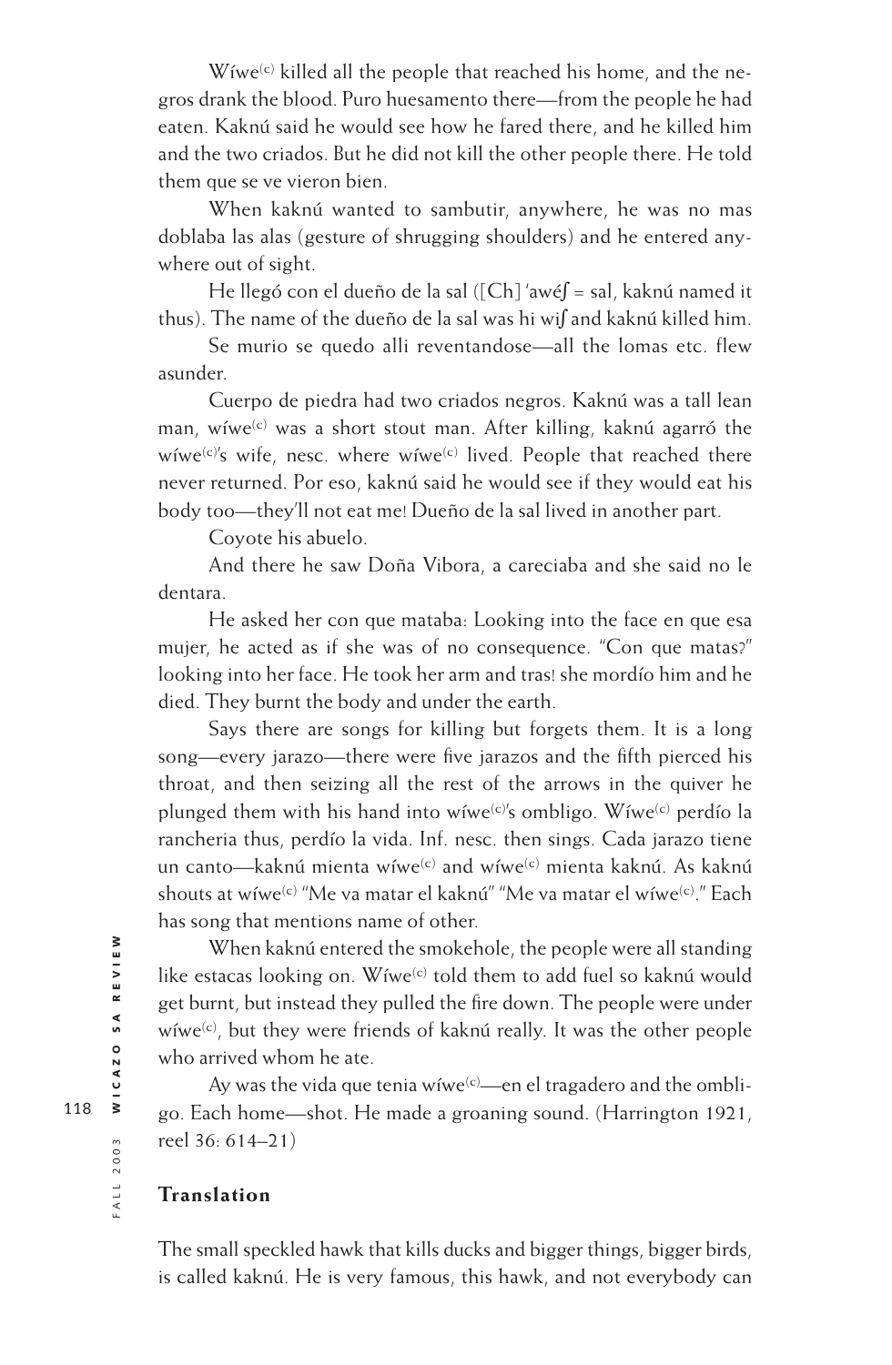Wíwe(c) killed all the people that reached his home, and the negros drank the blood. Puro huesamento there—from the people he had eaten. Kaknú said he would see how he fared there, and he killed him and the two criados. But he did not kill the other people there. He told them que se ve vieron bien.

When kaknú wanted to sambutir, anywhere, he was no mas doblaba las alas (gesture of shrugging shoulders) and he entered anywhere out of sight.

He llegó con el dueño de la sal ([Ch] ʼawéʃ = sal, kaknú named it thus). The name of the dueño de la sal was hi wiʃ and kaknú killed him.

Se murio se quedo alli reventandose—all the lomas etc. flew asunder.

Cuerpo de piedra had two criados negros. Kaknú was a tall lean man, wíwe(c) was a short stout man. After killing, kaknú agarró the wíwe(c)'s wife, nesc. where wíwe(c) lived. People that reached there never returned. Por eso, kaknú said he would see if they would eat his body too—they'll not eat me! Dueño de la sal lived in another part.

Coyote his abuelo.

And there he saw Doña Vibora, a careciaba and she said no le dentara.

He asked her con que mataba: Looking into the face en que esa mujer, he acted as if she was of no consequence. "Con que matas?" looking into her face. He took her arm and tras! she mordío him and he died. They burnt the body and under the earth.

Says there are songs for killing but forgets them. It is a long song—every jarazo—there were five jarazos and the fifth pierced his throat, and then seizing all the rest of the arrows in the quiver he plunged them with his hand into wíwe(c)'s ombligo. Wíwe(c) perdío la rancheria thus, perdío la vida. Inf. nesc. then sings. Cada jarazo tiene un canto—kaknú mienta wíwe(c) and wíwe(c) mienta kaknú. As kaknú shouts at wíwe(c) "Me va matar el kaknú" "Me va matar el wíwe(c)." Each has song that mentions name of other.

When kaknú entered the smokehole, the people were all standing like estacas looking on. Wíwe(c) told them to add fuel so kaknú would get burnt, but instead they pulled the fire down. The people were under wíwe(c), but they were friends of kaknú really. It was the other people who arrived whom he ate.

Ay was the vida que tenia wíwe(c)—en el tragadero and the ombligo. Each home—shot. He made a groaning sound. (Harrington 1921, reel 36: 614–21)

## Translation

The small speckled hawk that kills ducks and bigger things, bigger birds, is called kaknú. He is very famous, this hawk, and not everybody can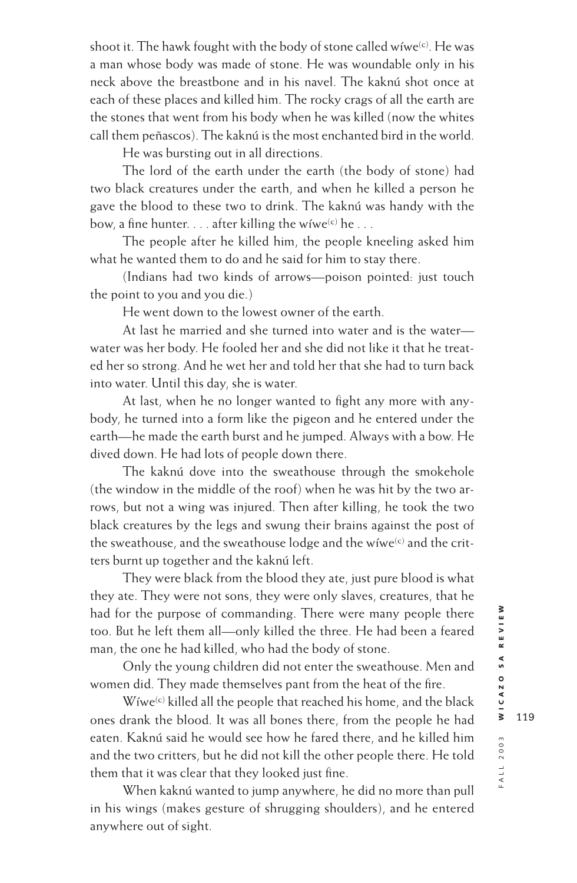shoot it. The hawk fought with the body of stone called wíwe(c). He was a man whose body was made of stone. He was woundable only in his neck above the breastbone and in his navel. The kaknú shot once at each of these places and killed him. The rocky crags of all the earth are the stones that went from his body when he was killed (now the whites call them peñascos). The kaknú is the most enchanted bird in the world.

He was bursting out in all directions.

The lord of the earth under the earth (the body of stone) had two black creatures under the earth, and when he killed a person he gave the blood to these two to drink. The kaknú was handy with the bow, a fine hunter. . . . after killing the wíwe(c) he . . .

The people after he killed him, the people kneeling asked him what he wanted them to do and he said for him to stay there.

(Indians had two kinds of arrows—poison pointed: just touch the point to you and you die.)

He went down to the lowest owner of the earth.

At last he married and she turned into water and is the water—water was her body. He fooled her and she did not like it that he treated her so strong. And he wet her and told her that she had to turn back into water. Until this day, she is water.

At last, when he no longer wanted to fight any more with anybody, he turned into a form like the pigeon and he entered under the earth—he made the earth burst and he jumped. Always with a bow. He dived down. He had lots of people down there.

The kaknú dove into the sweathouse through the smokehole (the window in the middle of the roof) when he was hit by the two arrows, but not a wing was injured. Then after killing, he took the two black creatures by the legs and swung their brains against the post of the sweathouse, and the sweathouse lodge and the wíwe(c) and the critters burnt up together and the kaknú left.

They were black from the blood they ate, just pure blood is what they ate. They were not sons, they were only slaves, creatures, that he had for the purpose of commanding. There were many people there too. But he left them all—only killed the three. He had been a feared man, the one he had killed, who had the body of stone.

Only the young children did not enter the sweathouse. Men and women did. They made themselves pant from the heat of the fire.

Wíwe(c) killed all the people that reached his home, and the black ones drank the blood. It was all bones there, from the people he had eaten. Kaknú said he would see how he fared there, and he killed him and the two critters, but he did not kill the other people there. He told them that it was clear that they looked just fine.

When kaknú wanted to jump anywhere, he did no more than pull in his wings (makes gesture of shrugging shoulders), and he entered anywhere out of sight.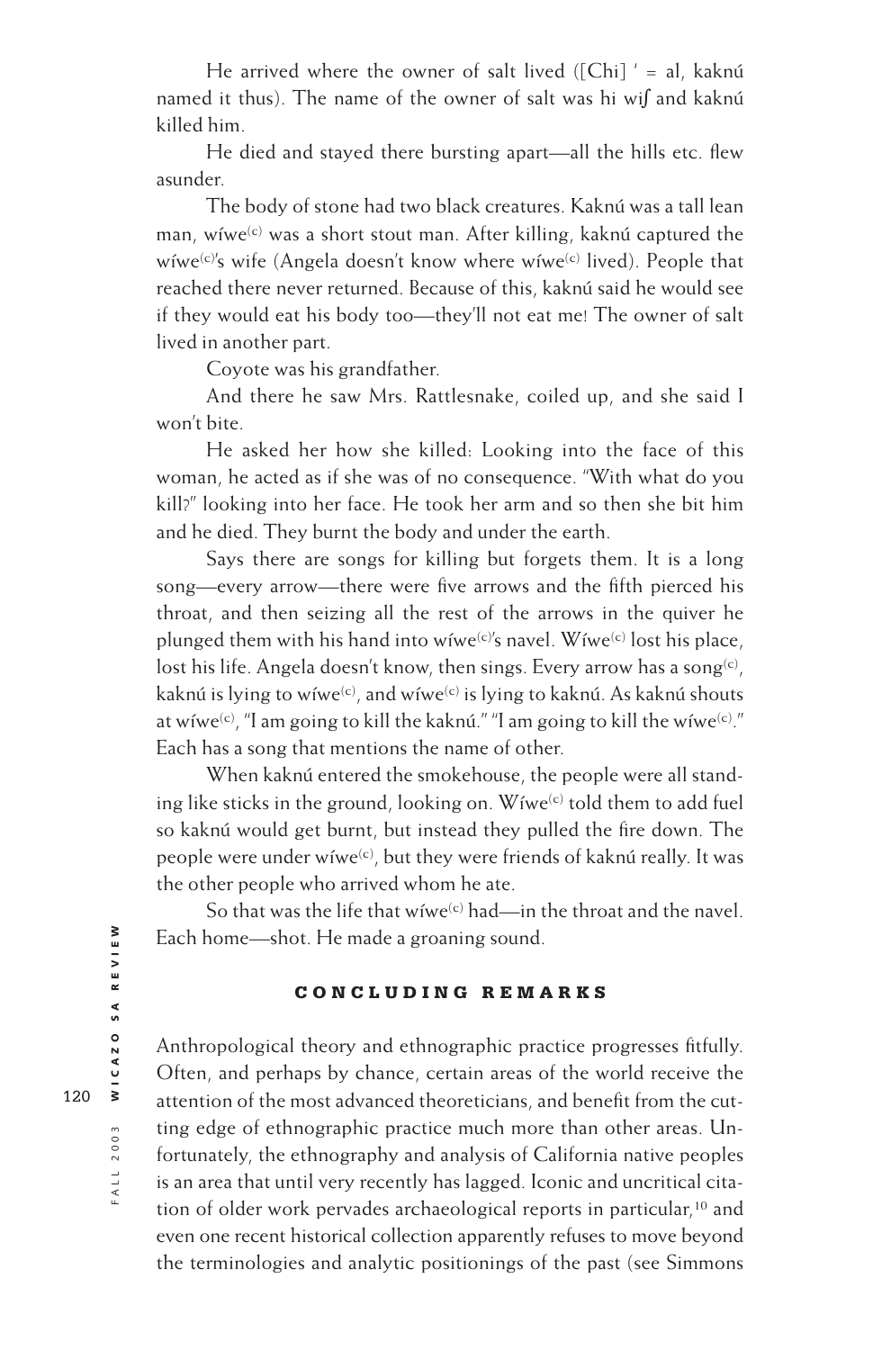He arrived where the owner of salt lived ([Chi] ' = al, kaknú named it thus). The name of the owner of salt was hi wiʃ and kaknú killed him.

He died and stayed there bursting apart—all the hills etc. flew asunder.

The body of stone had two black creatures. Kaknú was a tall lean man, wíwe(c) was a short stout man. After killing, kaknú captured the wíwe(c)'s wife (Angela doesn't know where wíwe(c) lived). People that reached there never returned. Because of this, kaknú said he would see if they would eat his body too—they'll not eat me! The owner of salt lived in another part.

Coyote was his grandfather.

And there he saw Mrs. Rattlesnake, coiled up, and she said I won't bite.

He asked her how she killed: Looking into the face of this woman, he acted as if she was of no consequence. "With what do you kill?" looking into her face. He took her arm and so then she bit him and he died. They burnt the body and under the earth.

Says there are songs for killing but forgets them. It is a long song—every arrow—there were five arrows and the fifth pierced his throat, and then seizing all the rest of the arrows in the quiver he plunged them with his hand into wíwe(c)'s navel. Wíwe(c) lost his place, lost his life. Angela doesn't know, then sings. Every arrow has a song(c), kaknú is lying to wíwe(c), and wíwe(c) is lying to kaknú. As kaknú shouts at wíwe(c), "I am going to kill the kaknú." "I am going to kill the wíwe(c)." Each has a song that mentions the name of other.

When kaknú entered the smokehouse, the people were all standing like sticks in the ground, looking on. Wíwe(c) told them to add fuel so kaknú would get burnt, but instead they pulled the fire down. The people were under wíwe(c), but they were friends of kaknú really. It was the other people who arrived whom he ate.

So that was the life that wíwe(c) had—in the throat and the navel. Each home—shot. He made a groaning sound.

## CONCLUDING REMARKS

Anthropological theory and ethnographic practice progresses fitfully. Often, and perhaps by chance, certain areas of the world receive the attention of the most advanced theoreticians, and benefit from the cutting edge of ethnographic practice much more than other areas. Unfortunately, the ethnography and analysis of California native peoples is an area that until very recently has lagged. Iconic and uncritical citation of older work pervades archaeological reports in particular,[10] and even one recent historical collection apparently refuses to move beyond the terminologies and analytic positionings of the past (see Simmons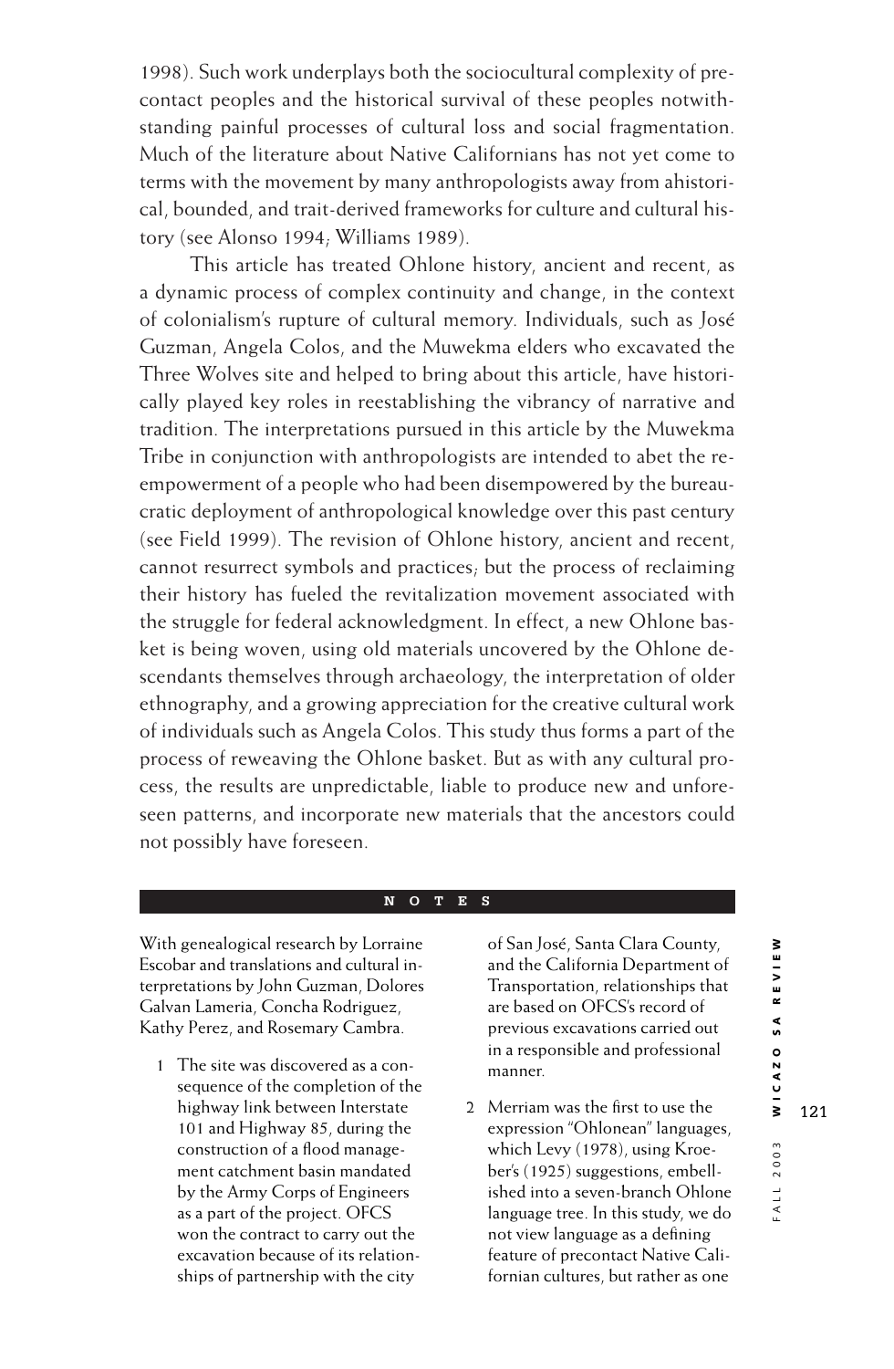1998). Such work underplays both the sociocultural complexity of precontact peoples and the historical survival of these peoples notwithstanding painful processes of cultural loss and social fragmentation. Much of the literature about Native Californians has not yet come to terms with the movement by many anthropologists away from ahistorical, bounded, and trait-derived frameworks for culture and cultural history (see Alonso 1994; Williams 1989).

This article has treated Ohlone history, ancient and recent, as a dynamic process of complex continuity and change, in the context of colonialism's rupture of cultural memory. Individuals, such as José Guzman, Angela Colos, and the Muwekma elders who excavated the Three Wolves site and helped to bring about this article, have historically played key roles in reestablishing the vibrancy of narrative and tradition. The interpretations pursued in this article by the Muwekma Tribe in conjunction with anthropologists are intended to abet the re-empowerment of a people who had been disempowered by the bureaucratic deployment of anthropological knowledge over this past century (see Field 1999). The revision of Ohlone history, ancient and recent, cannot resurrect symbols and practices; but the process of reclaiming their history has fueled the revitalization movement associated with the struggle for federal acknowledgment. In effect, a new Ohlone basket is being woven, using old materials uncovered by the Ohlone descendants themselves through archaeology, the interpretation of older ethnography, and a growing appreciation for the creative cultural work of individuals such as Angela Colos. This study thus forms a part of the process of reweaving the Ohlone basket. But as with any cultural process, the results are unpredictable, liable to produce new and unforeseen patterns, and incorporate new materials that the ancestors could not possibly have foreseen.

## NOTES

With genealogical research by Lorraine Escobar and translations and cultural interpretations by John Guzman, Dolores Galvan Lameria, Concha Rodriguez, Kathy Perez, and Rosemary Cambra.

1. The site was discovered as a consequence of the completion of the highway link between Interstate 101 and Highway 85, during the construction of a flood management catchment basin mandated by the Army Corps of Engineers as a part of the project. OFCS won the contract to carry out the excavation because of its relationships of partnership with the city of San José, Santa Clara County, and the California Department of Transportation, relationships that are based on OFCS's record of previous excavations carried out in a responsible and professional manner.

2. Merriam was the first to use the expression "Ohlonean" languages, which Levy (1978), using Kroeber's (1925) suggestions, embellished into a seven-branch Ohlone language tree. In this study, we do not view language as a defining feature of precontact Native Californian cultures, but rather as one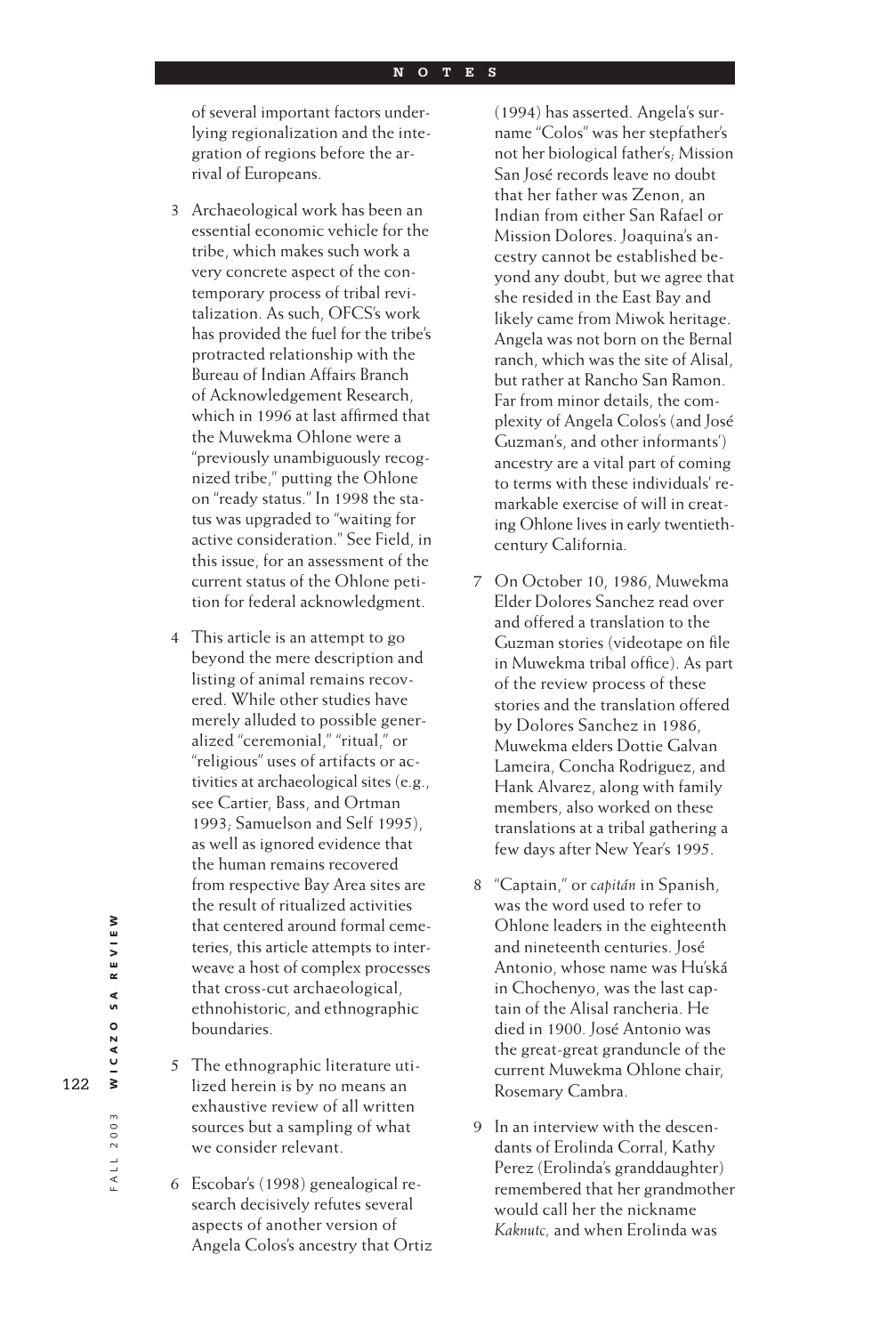of several important factors underlying regionalization and the integration of regions before the arrival of Europeans.

3 Archaeological work has been an essential economic vehicle for the tribe, which makes such work a very concrete aspect of the contemporary process of tribal revitalization. As such, OFCS's work has provided the fuel for the tribe's protracted relationship with the Bureau of Indian Affairs Branch of Acknowledgement Research, which in 1996 at last affirmed that the Muwekma Ohlone were a "previously unambiguously recognized tribe," putting the Ohlone on "ready status." In 1998 the status was upgraded to "waiting for active consideration." See Field, in this issue, for an assessment of the current status of the Ohlone petition for federal acknowledgment.

4 This article is an attempt to go beyond the mere description and listing of animal remains recovered. While other studies have merely alluded to possible generalized "ceremonial," "ritual," or "religious" uses of artifacts or activities at archaeological sites (e.g., see Cartier, Bass, and Ortman 1993; Samuelson and Self 1995), as well as ignored evidence that the human remains recovered from respective Bay Area sites are the result of ritualized activities that centered around formal cemeteries, this article attempts to interweave a host of complex processes that cross-cut archaeological, ethnohistoric, and ethnographic boundaries.

5 The ethnographic literature utilized herein is by no means an exhaustive review of all written sources but a sampling of what we consider relevant.

6 Escobar's (1998) genealogical research decisively refutes several aspects of another version of Angela Colos's ancestry that Ortiz (1994) has asserted. Angela's surname "Colos" was her stepfather's not her biological father's; Mission San José records leave no doubt that her father was Zenon, an Indian from either San Rafael or Mission Dolores. Joaquina's ancestry cannot be established beyond any doubt, but we agree that she resided in the East Bay and likely came from Miwok heritage. Angela was not born on the Bernal ranch, which was the site of Alisal, but rather at Rancho San Ramon. Far from minor details, the complexity of Angela Colos's (and José Guzman's, and other informants') ancestry are a vital part of coming to terms with these individuals' remarkable exercise of will in creating Ohlone lives in early twentieth-century California.

7 On October 10, 1986, Muwekma Elder Dolores Sanchez read over and offered a translation to the Guzman stories (videotape on file in Muwekma tribal office). As part of the review process of these stories and the translation offered by Dolores Sanchez in 1986, Muwekma elders Dottie Galvan Lameira, Concha Rodriguez, and Hank Alvarez, along with family members, also worked on these translations at a tribal gathering a few days after New Year's 1995.

8 "Captain," or *capitán* in Spanish, was the word used to refer to Ohlone leaders in the eighteenth and nineteenth centuries. José Antonio, whose name was Hu'šká in Chochenyo, was the last captain of the Alisal rancheria. He died in 1900. José Antonio was the great-great granduncle of the current Muwekma Ohlone chair, Rosemary Cambra.

9 In an interview with the descendants of Erolinda Corral, Kathy Perez (Erolinda's granddaughter) remembered that her grandmother would call her the nickname *Kaknutc*, and when Erolinda was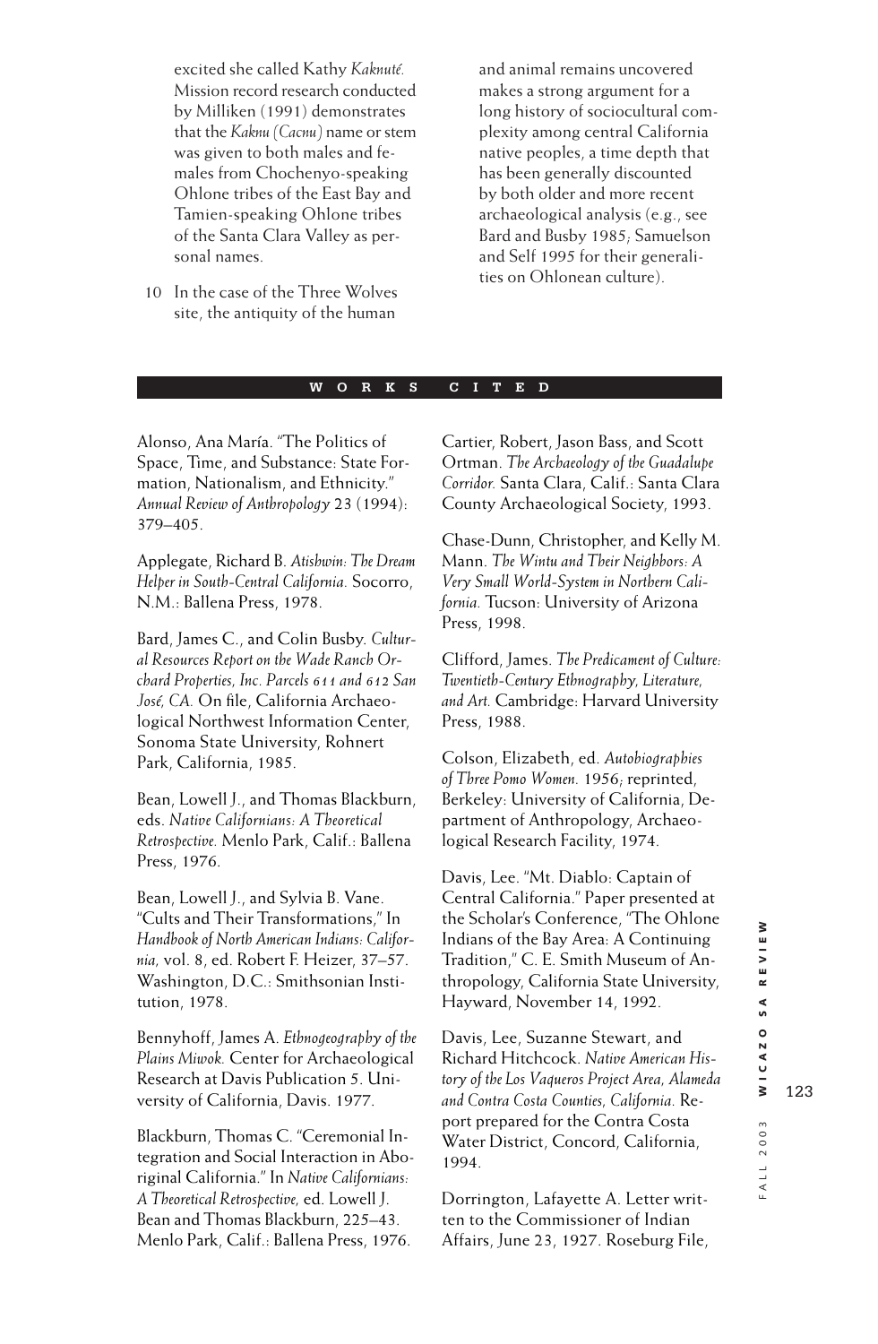excited she called Kathy *Kaknuté.* Mission record research conducted by Milliken (1991) demonstrates that the *Kaknu (Cacnu)* name or stem was given to both males and females from Chochenyo-speaking Ohlone tribes of the East Bay and Tamien-speaking Ohlone tribes of the Santa Clara Valley as personal names.

10 In the case of the Three Wolves site, the antiquity of the human and animal remains uncovered makes a strong argument for a long history of sociocultural complexity among central California native peoples, a time depth that has been generally discounted by both older and more recent archaeological analysis (e.g., see Bard and Busby 1985; Samuelson and Self 1995 for their generalities on Ohlonean culture).

## WORKS CITED

Alonso, Ana María. "The Politics of Space, Time, and Substance: State Formation, Nationalism, and Ethnicity." *Annual Review of Anthropology* 23 (1994): 379–405.

Applegate, Richard B. *Atishwin: The Dream Helper in South-Central California.* Socorro, N.M.: Ballena Press, 1978.

Bard, James C., and Colin Busby. *Cultural Resources Report on the Wade Ranch Orchard Properties, Inc. Parcels 611 and 612 San José, CA.* On file, California Archaeological Northwest Information Center, Sonoma State University, Rohnert Park, California, 1985.

Bean, Lowell J., and Thomas Blackburn, eds. *Native Californians: A Theoretical Retrospective.* Menlo Park, Calif.: Ballena Press, 1976.

Bean, Lowell J., and Sylvia B. Vane. "Cults and Their Transformations," In *Handbook of North American Indians: California,* vol. 8, ed. Robert F. Heizer, 37–57. Washington, D.C.: Smithsonian Institution, 1978.

Bennyhoff, James A. *Ethnogeography of the Plains Miwok.* Center for Archaeological Research at Davis Publication 5. University of California, Davis. 1977.

Blackburn, Thomas C. "Ceremonial Integration and Social Interaction in Aboriginal California." In *Native Californians: A Theoretical Retrospective,* ed. Lowell J. Bean and Thomas Blackburn, 225–43. Menlo Park, Calif.: Ballena Press, 1976.

Cartier, Robert, Jason Bass, and Scott Ortman. *The Archaeology of the Guadalupe Corridor.* Santa Clara, Calif.: Santa Clara County Archaeological Society, 1993.

Chase-Dunn, Christopher, and Kelly M. Mann. *The Wintu and Their Neighbors: A Very Small World-System in Northern California.* Tucson: University of Arizona Press, 1998.

Clifford, James. *The Predicament of Culture: Twentieth-Century Ethnography, Literature, and Art.* Cambridge: Harvard University Press, 1988.

Colson, Elizabeth, ed. *Autobiographies of Three Pomo Women.* 1956; reprinted, Berkeley: University of California, Department of Anthropology, Archaeological Research Facility, 1974.

Davis, Lee. "Mt. Diablo: Captain of Central California." Paper presented at the Scholar's Conference, "The Ohlone Indians of the Bay Area: A Continuing Tradition," C. E. Smith Museum of Anthropology, California State University, Hayward, November 14, 1992.

Davis, Lee, Suzanne Stewart, and Richard Hitchcock. *Native American History of the Los Vaqueros Project Area, Alameda and Contra Costa Counties, California.* Report prepared for the Contra Costa Water District, Concord, California, 1994.

Dorrington, Lafayette A. Letter written to the Commissioner of Indian Affairs, June 23, 1927. Roseburg File,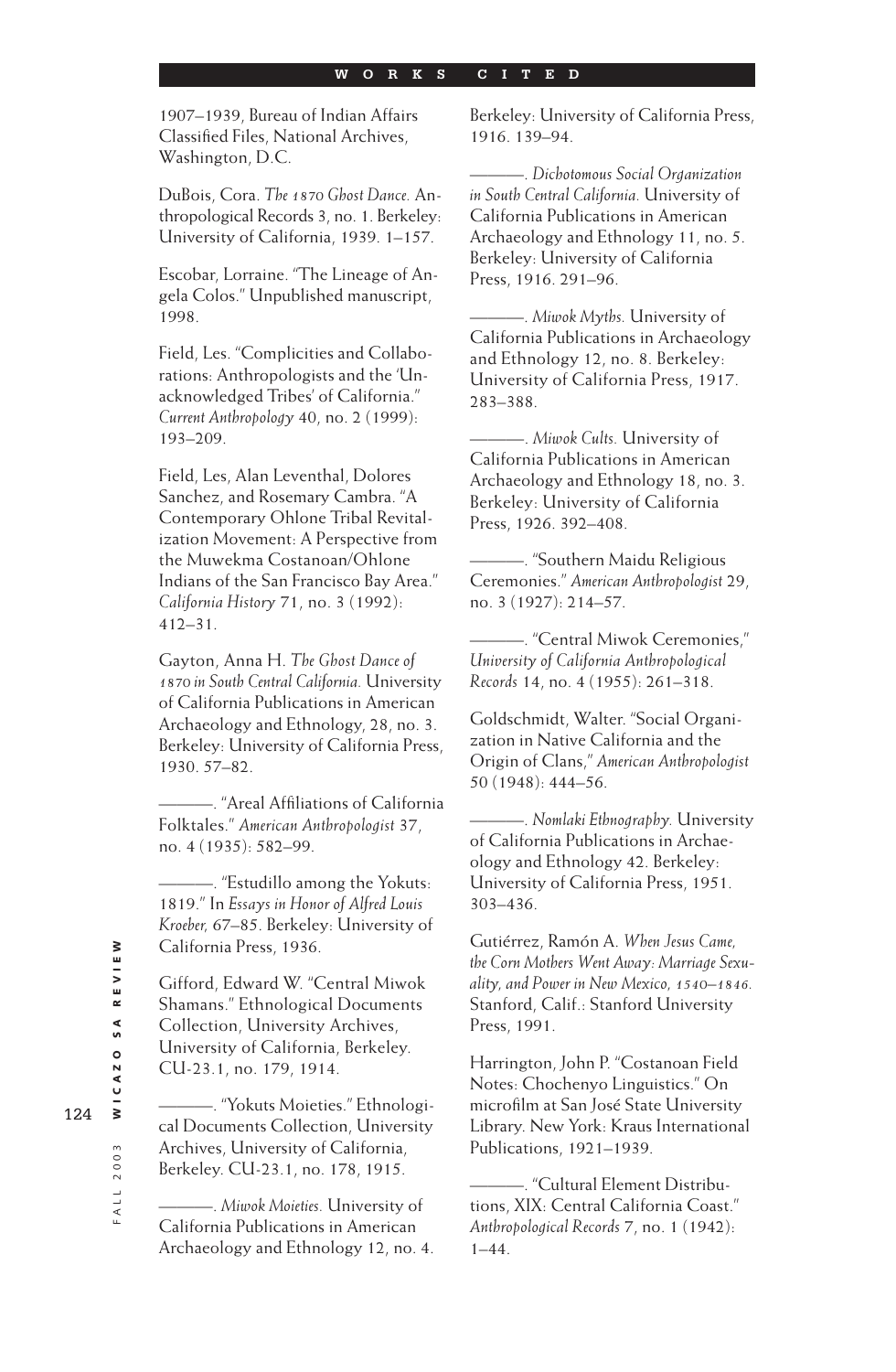1907–1939, Bureau of Indian Affairs Classified Files, National Archives, Washington, D.C.

DuBois, Cora. *The 1870 Ghost Dance.* Anthropological Records 3, no. 1. Berkeley: University of California, 1939. 1–157.

Escobar, Lorraine. "The Lineage of Angela Colos." Unpublished manuscript, 1998.

Field, Les. "Complicities and Collaborations: Anthropologists and the 'Unacknowledged Tribes' of California." *Current Anthropology* 40, no. 2 (1999): 193–209.

Field, Les, Alan Leventhal, Dolores Sanchez, and Rosemary Cambra. "A Contemporary Ohlone Tribal Revitalization Movement: A Perspective from the Muwekma Costanoan/Ohlone Indians of the San Francisco Bay Area." *California History* 71, no. 3 (1992): 412–31.

Gayton, Anna H. *The Ghost Dance of 1870 in South Central California.* University of California Publications in American Archaeology and Ethnology, 28, no. 3. Berkeley: University of California Press, 1930. 57–82.

———. "Areal Affiliations of California Folktales." *American Anthropologist* 37, no. 4 (1935): 582–99.

———. "Estudillo among the Yokuts: 1819." In *Essays in Honor of Alfred Louis Kroeber,* 67–85. Berkeley: University of California Press, 1936.

Gifford, Edward W. "Central Miwok Shamans." Ethnological Documents Collection, University Archives, University of California, Berkeley. CU-23.1, no. 179, 1914.

———. "Yokuts Moieties." Ethnological Documents Collection, University Archives, University of California, Berkeley. CU-23.1, no. 178, 1915.

———. *Miwok Moieties.* University of California Publications in American Archaeology and Ethnology 12, no. 4. Berkeley: University of California Press, 1916. 139–94.

———. *Dichotomous Social Organization in South Central California.* University of California Publications in American Archaeology and Ethnology 11, no. 5. Berkeley: University of California Press, 1916. 291–96.

———. *Miwok Myths.* University of California Publications in Archaeology and Ethnology 12, no. 8. Berkeley: University of California Press, 1917. 283–388.

———. *Miwok Cults.* University of California Publications in American Archaeology and Ethnology 18, no. 3. Berkeley: University of California Press, 1926. 392–408.

———. "Southern Maidu Religious Ceremonies." *American Anthropologist* 29, no. 3 (1927): 214–57.

———. "Central Miwok Ceremonies," *University of California Anthropological Records* 14, no. 4 (1955): 261–318.

Goldschmidt, Walter. "Social Organization in Native California and the Origin of Clans," *American Anthropologist* 50 (1948): 444–56.

———. *Nomlaki Ethnography.* University of California Publications in Archaeology and Ethnology 42. Berkeley: University of California Press, 1951. 303–436.

Gutiérrez, Ramón A. *When Jesus Came, the Corn Mothers Went Away: Marriage Sexuality, and Power in New Mexico, 1540–1846.* Stanford, Calif.: Stanford University Press, 1991.

Harrington, John P. "Costanoan Field Notes: Chochenyo Linguistics." On microfilm at San José State University Library. New York: Kraus International Publications, 1921–1939.

———. "Cultural Element Distributions, XIX: Central California Coast." *Anthropological Records* 7, no. 1 (1942): 1–44.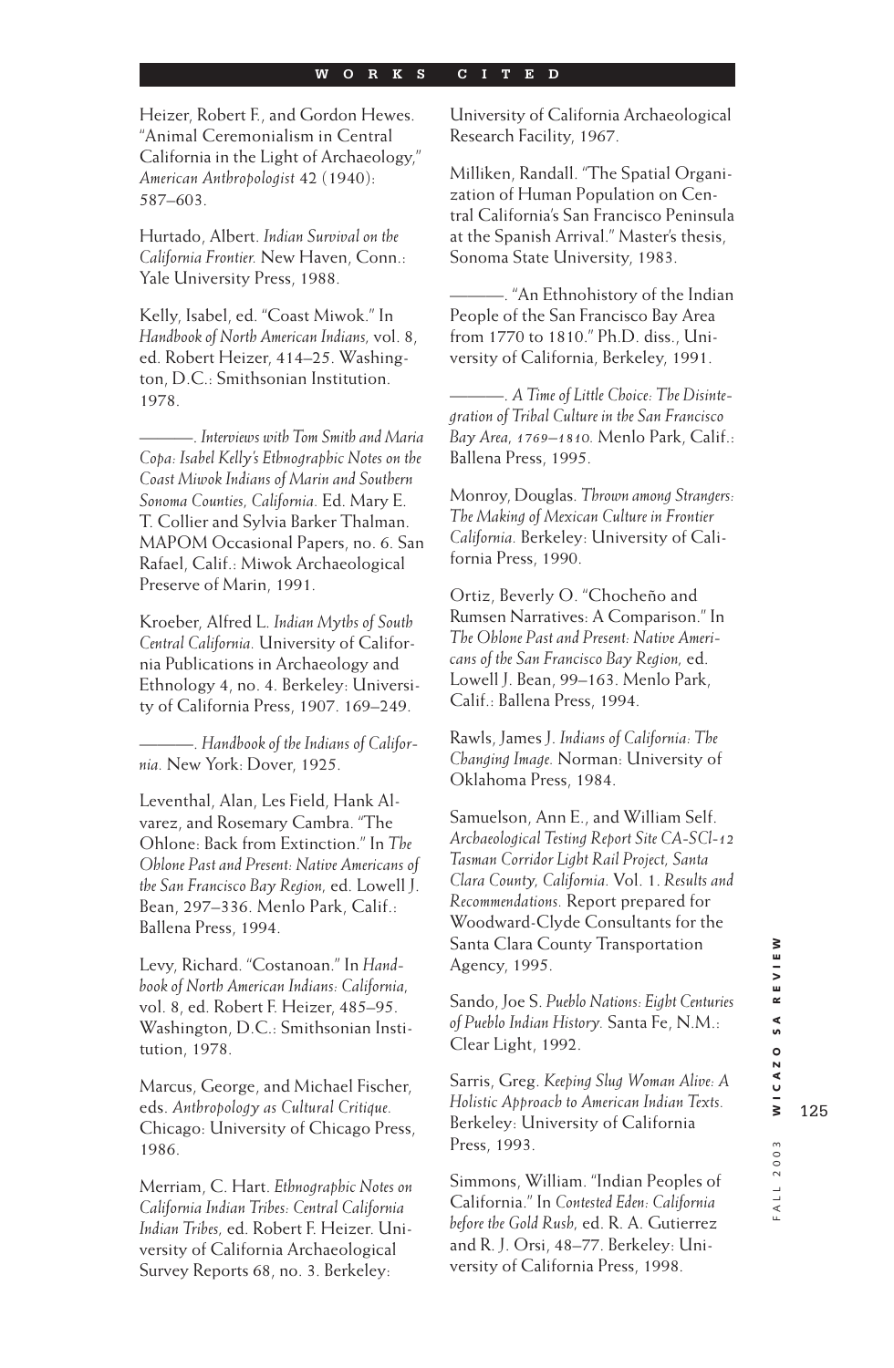## WORKS CITED

Heizer, Robert F., and Gordon Hewes. "Animal Ceremonialism in Central California in the Light of Archaeology," *American Anthropologist* 42 (1940): 587–603.

Hurtado, Albert. *Indian Survival on the California Frontier.* New Haven, Conn.: Yale University Press, 1988.

Kelly, Isabel, ed. "Coast Miwok." In *Handbook of North American Indians,* vol. 8, ed. Robert Heizer, 414–25. Washington, D.C.: Smithsonian Institution. 1978.

———. *Interviews with Tom Smith and Maria Copa: Isabel Kelly's Ethnographic Notes on the Coast Miwok Indians of Marin and Southern Sonoma Counties, California.* Ed. Mary E. T. Collier and Sylvia Barker Thalman. MAPOM Occasional Papers, no. 6. San Rafael, Calif.: Miwok Archaeological Preserve of Marin, 1991.

Kroeber, Alfred L. *Indian Myths of South Central California.* University of California Publications in Archaeology and Ethnology 4, no. 4. Berkeley: University of California Press, 1907. 169–249.

———. *Handbook of the Indians of California.* New York: Dover, 1925.

Leventhal, Alan, Les Field, Hank Alvarez, and Rosemary Cambra. "The Ohlone: Back from Extinction." In *The Ohlone Past and Present: Native Americans of the San Francisco Bay Region,* ed. Lowell J. Bean, 297–336. Menlo Park, Calif.: Ballena Press, 1994.

Levy, Richard. "Costanoan." In *Handbook of North American Indians: California,* vol. 8, ed. Robert F. Heizer, 485–95. Washington, D.C.: Smithsonian Institution, 1978.

Marcus, George, and Michael Fischer, eds. *Anthropology as Cultural Critique.* Chicago: University of Chicago Press, 1986.

Merriam, C. Hart. *Ethnographic Notes on California Indian Tribes: Central California Indian Tribes,* ed. Robert F. Heizer. University of California Archaeological Survey Reports 68, no. 3. Berkeley: University of California Archaeological Research Facility, 1967.

Milliken, Randall. "The Spatial Organization of Human Population on Central California's San Francisco Peninsula at the Spanish Arrival." Master's thesis, Sonoma State University, 1983.

———. "An Ethnohistory of the Indian People of the San Francisco Bay Area from 1770 to 1810." Ph.D. diss., University of California, Berkeley, 1991.

———. *A Time of Little Choice: The Disintegration of Tribal Culture in the San Francisco Bay Area, 1769–1810.* Menlo Park, Calif.: Ballena Press, 1995.

Monroy, Douglas. *Thrown among Strangers: The Making of Mexican Culture in Frontier California.* Berkeley: University of California Press, 1990.

Ortiz, Beverly O. "Chocheño and Rumsen Narratives: A Comparison." In *The Ohlone Past and Present: Native Americans of the San Francisco Bay Region,* ed. Lowell J. Bean, 99–163. Menlo Park, Calif.: Ballena Press, 1994.

Rawls, James J. *Indians of California: The Changing Image.* Norman: University of Oklahoma Press, 1984.

Samuelson, Ann E., and William Self. *Archaeological Testing Report Site CA-SCl-12 Tasman Corridor Light Rail Project, Santa Clara County, California.* Vol. 1. *Results and Recommendations.* Report prepared for Woodward-Clyde Consultants for the Santa Clara County Transportation Agency, 1995.

Sando, Joe S. *Pueblo Nations: Eight Centuries of Pueblo Indian History.* Santa Fe, N.M.: Clear Light, 1992.

Sarris, Greg. *Keeping Slug Woman Alive: A Holistic Approach to American Indian Texts.* Berkeley: University of California Press, 1993.

Simmons, William. "Indian Peoples of California." In *Contested Eden: California before the Gold Rush,* ed. R. A. Gutierrez and R. J. Orsi, 48–77. Berkeley: University of California Press, 1998.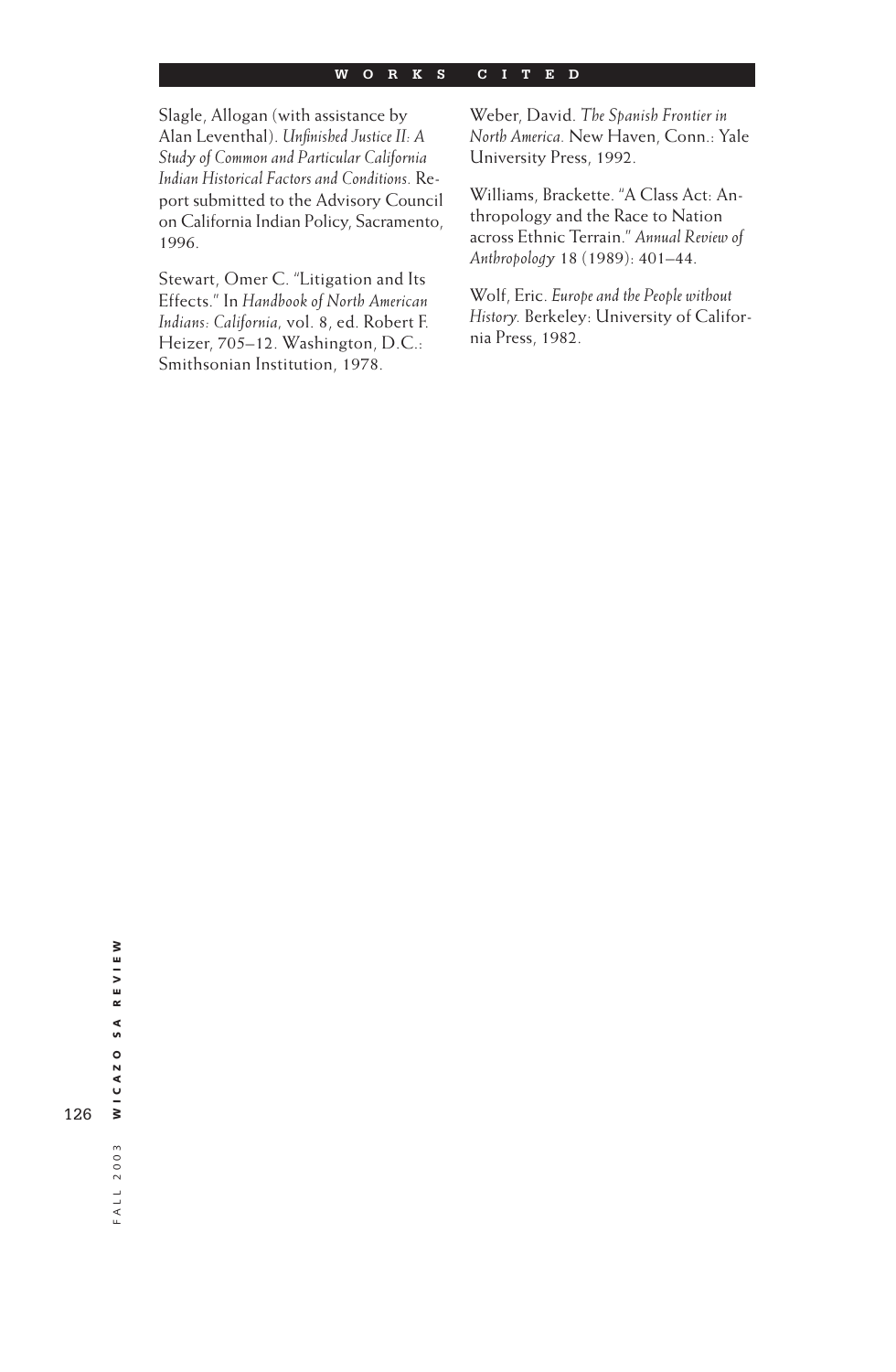Slagle, Allogan (with assistance by Alan Leventhal). *Unfinished Justice II: A Study of Common and Particular California Indian Historical Factors and Conditions.* Report submitted to the Advisory Council on California Indian Policy, Sacramento, 1996.

Stewart, Omer C. "Litigation and Its Effects." In *Handbook of North American Indians: California*, vol. 8, ed. Robert F. Heizer, 705–12. Washington, D.C.: Smithsonian Institution, 1978.

Weber, David. *The Spanish Frontier in North America.* New Haven, Conn.: Yale University Press, 1992.

Williams, Brackette. "A Class Act: Anthropology and the Race to Nation across Ethnic Terrain." *Annual Review of Anthropology* 18 (1989): 401–44.

Wolf, Eric. *Europe and the People without History.* Berkeley: University of California Press, 1982.